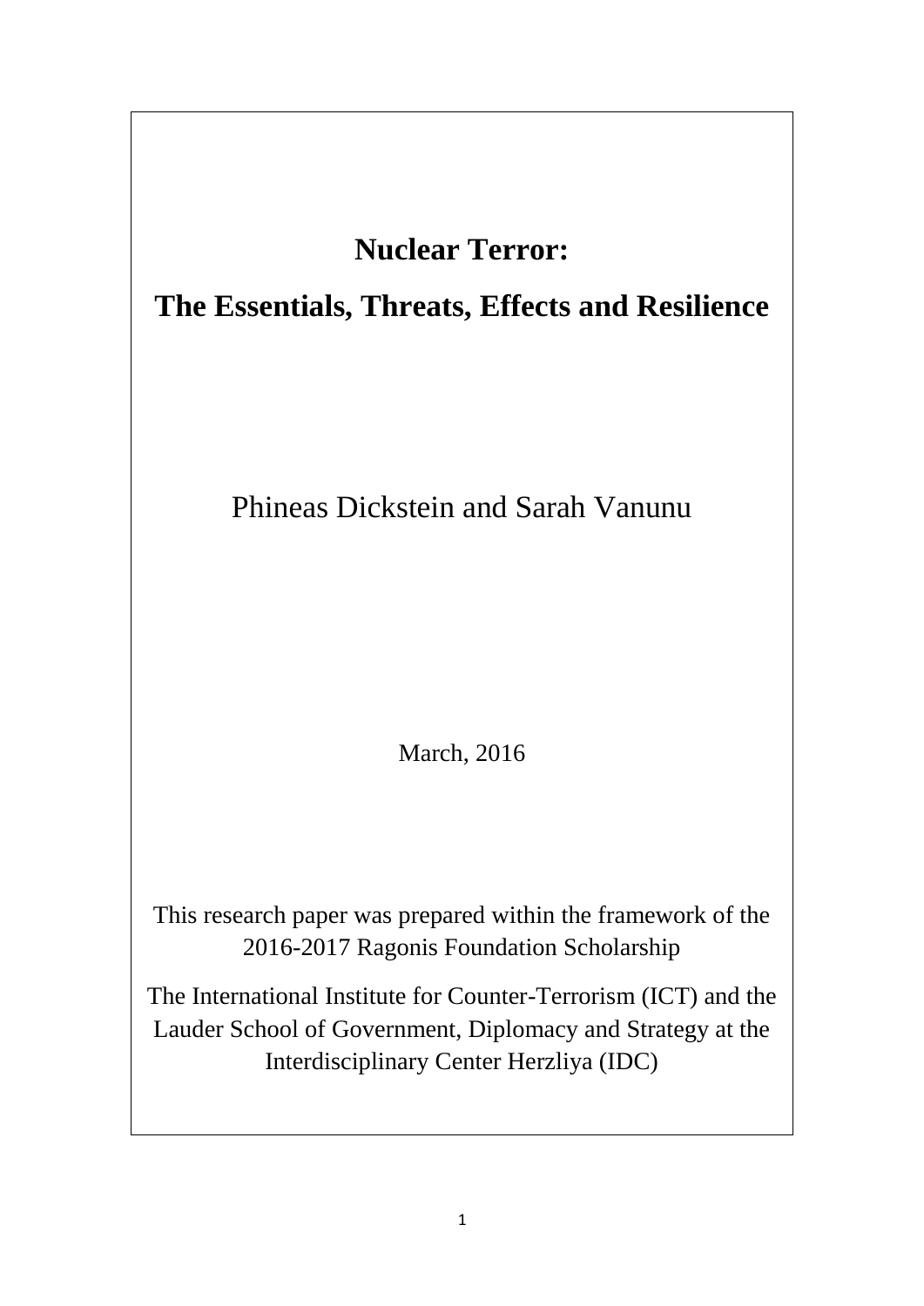# Nuclear Terror:

# The Essentials, Threats, Effects and Resilience

Phineas Dickstein and Sarah Vanunu

March, 2016

This research paper was prepared within the framework of the 2016-2017 Ragonis Foundation Scholarship

The International Institute for Counter-Terrorism (ICT) and the Lauder School of Government, Diplomacy and Strategy at the Interdisciplinary Center Herzliya (IDC)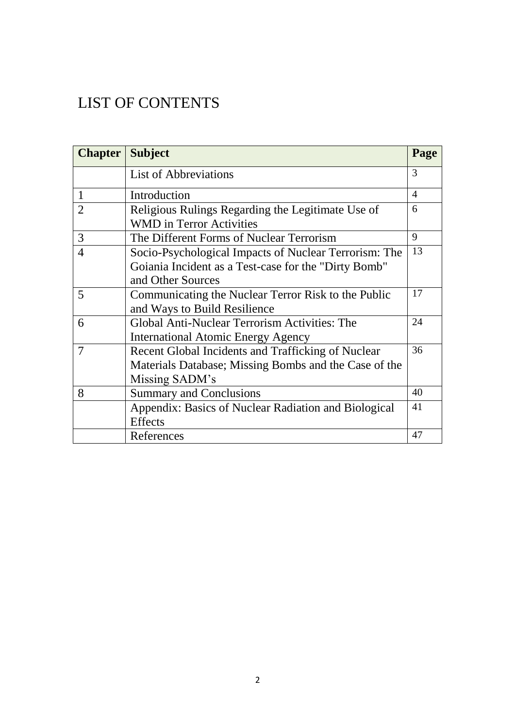# LIST OF CONTENTS

| Chapter | Subject | Page |
| --- | --- | --- |
| | List of Abbreviations | 3 |
| 1 | Introduction | 4 |
| 2 | Religious Rulings Regarding the Legitimate Use of WMD in Terror Activities | 6 |
| 3 | The Different Forms of Nuclear Terrorism | 9 |
| 4 | Socio-Psychological Impacts of Nuclear Terrorism: The Goiania Incident as a Test-case for the "Dirty Bomb" and Other Sources | 13 |
| 5 | Communicating the Nuclear Terror Risk to the Public and Ways to Build Resilience | 17 |
| 6 | Global Anti-Nuclear Terrorism Activities: The International Atomic Energy Agency | 24 |
| 7 | Recent Global Incidents and Trafficking of Nuclear Materials Database; Missing Bombs and the Case of the Missing SADM's | 36 |
| 8 | Summary and Conclusions | 40 |
| | Appendix: Basics of Nuclear Radiation and Biological Effects | 41 |
| | References | 47 |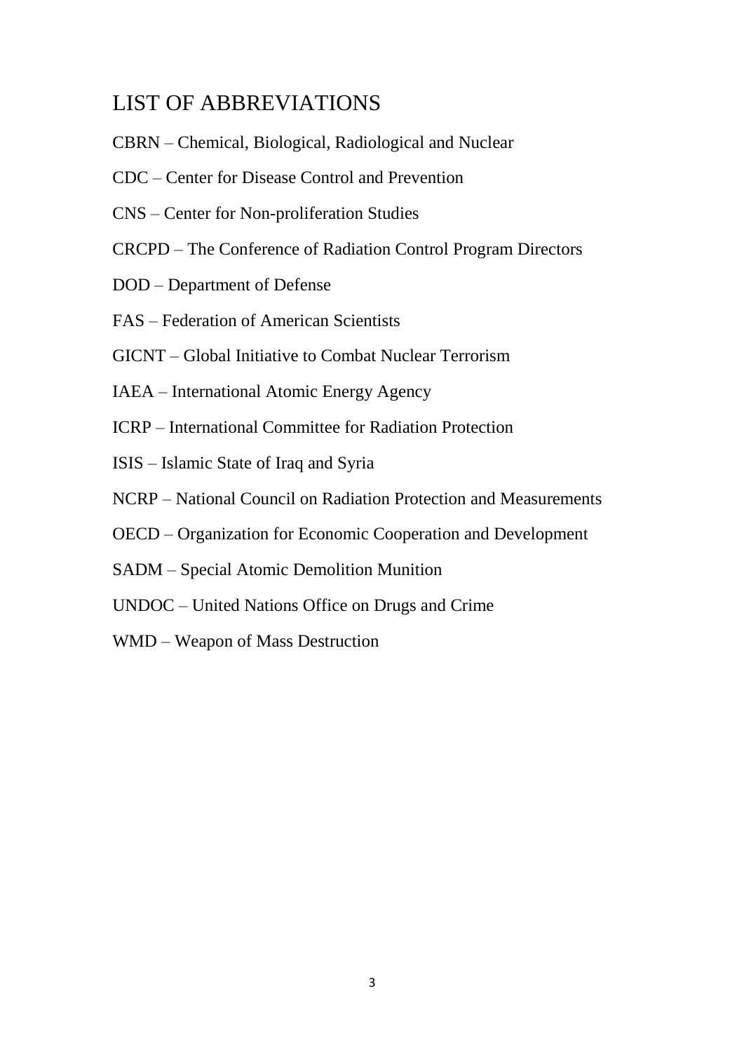# LIST OF ABBREVIATIONS

CBRN – Chemical, Biological, Radiological and Nuclear

CDC – Center for Disease Control and Prevention

CNS – Center for Non-proliferation Studies

CRCPD – The Conference of Radiation Control Program Directors

DOD – Department of Defense

FAS – Federation of American Scientists

GICNT – Global Initiative to Combat Nuclear Terrorism

IAEA – International Atomic Energy Agency

ICRP – International Committee for Radiation Protection

ISIS – Islamic State of Iraq and Syria

NCRP – National Council on Radiation Protection and Measurements

OECD – Organization for Economic Cooperation and Development

SADM – Special Atomic Demolition Munition

UNDOC – United Nations Office on Drugs and Crime

WMD – Weapon of Mass Destruction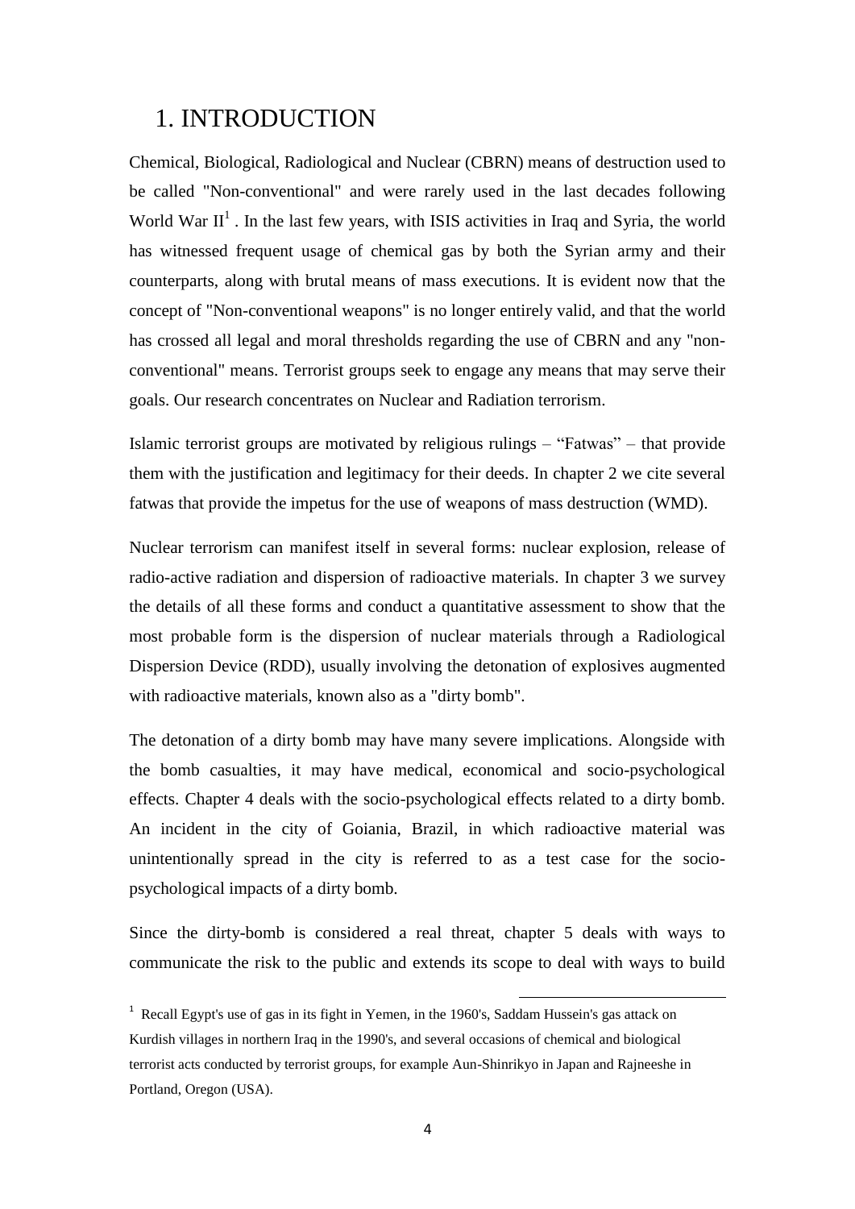# 1. INTRODUCTION

Chemical, Biological, Radiological and Nuclear (CBRN) means of destruction used to be called "Non-conventional" and were rarely used in the last decades following World War II[1] . In the last few years, with ISIS activities in Iraq and Syria, the world has witnessed frequent usage of chemical gas by both the Syrian army and their counterparts, along with brutal means of mass executions. It is evident now that the concept of "Non-conventional weapons" is no longer entirely valid, and that the world has crossed all legal and moral thresholds regarding the use of CBRN and any "non-conventional" means. Terrorist groups seek to engage any means that may serve their goals. Our research concentrates on Nuclear and Radiation terrorism.

Islamic terrorist groups are motivated by religious rulings – "Fatwas" – that provide them with the justification and legitimacy for their deeds. In chapter 2 we cite several fatwas that provide the impetus for the use of weapons of mass destruction (WMD).

Nuclear terrorism can manifest itself in several forms: nuclear explosion, release of radio-active radiation and dispersion of radioactive materials. In chapter 3 we survey the details of all these forms and conduct a quantitative assessment to show that the most probable form is the dispersion of nuclear materials through a Radiological Dispersion Device (RDD), usually involving the detonation of explosives augmented with radioactive materials, known also as a "dirty bomb".

The detonation of a dirty bomb may have many severe implications. Alongside with the bomb casualties, it may have medical, economical and socio-psychological effects. Chapter 4 deals with the socio-psychological effects related to a dirty bomb. An incident in the city of Goiania, Brazil, in which radioactive material was unintentionally spread in the city is referred to as a test case for the socio-psychological impacts of a dirty bomb.

Since the dirty-bomb is considered a real threat, chapter 5 deals with ways to communicate the risk to the public and extends its scope to deal with ways to build

[1] Recall Egypt's use of gas in its fight in Yemen, in the 1960's, Saddam Hussein's gas attack on Kurdish villages in northern Iraq in the 1990's, and several occasions of chemical and biological terrorist acts conducted by terrorist groups, for example Aun-Shinrikyo in Japan and Rajneeshe in Portland, Oregon (USA).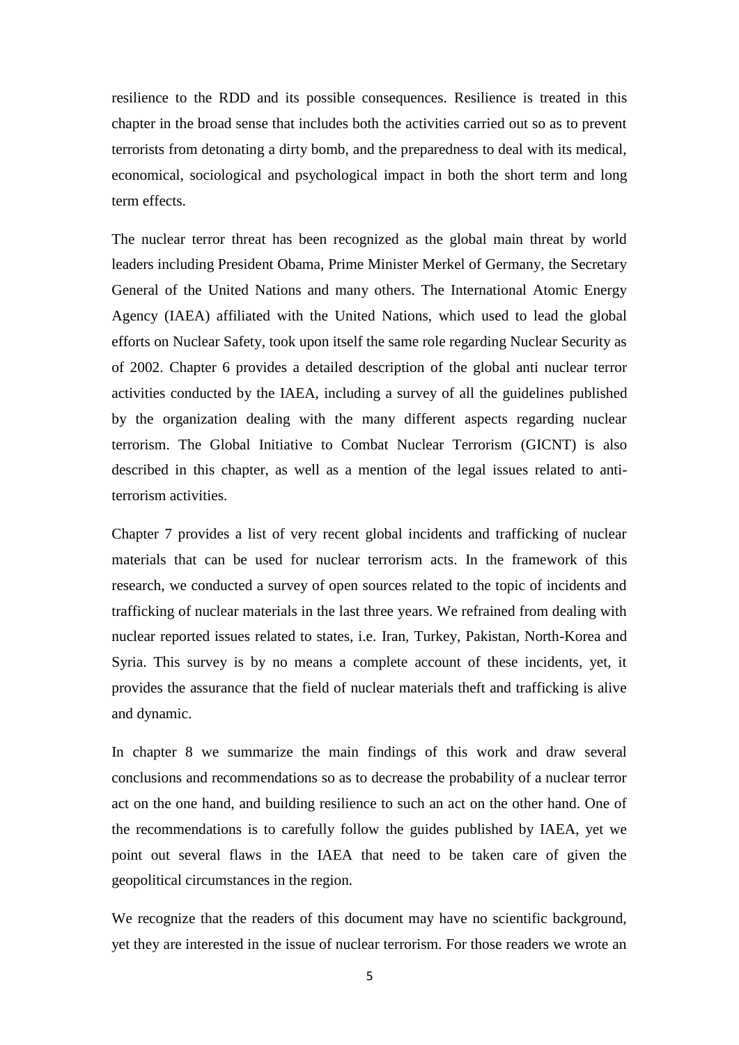resilience to the RDD and its possible consequences. Resilience is treated in this chapter in the broad sense that includes both the activities carried out so as to prevent terrorists from detonating a dirty bomb, and the preparedness to deal with its medical, economical, sociological and psychological impact in both the short term and long term effects.

The nuclear terror threat has been recognized as the global main threat by world leaders including President Obama, Prime Minister Merkel of Germany, the Secretary General of the United Nations and many others. The International Atomic Energy Agency (IAEA) affiliated with the United Nations, which used to lead the global efforts on Nuclear Safety, took upon itself the same role regarding Nuclear Security as of 2002. Chapter 6 provides a detailed description of the global anti nuclear terror activities conducted by the IAEA, including a survey of all the guidelines published by the organization dealing with the many different aspects regarding nuclear terrorism. The Global Initiative to Combat Nuclear Terrorism (GICNT) is also described in this chapter, as well as a mention of the legal issues related to anti-terrorism activities.

Chapter 7 provides a list of very recent global incidents and trafficking of nuclear materials that can be used for nuclear terrorism acts. In the framework of this research, we conducted a survey of open sources related to the topic of incidents and trafficking of nuclear materials in the last three years. We refrained from dealing with nuclear reported issues related to states, i.e. Iran, Turkey, Pakistan, North-Korea and Syria. This survey is by no means a complete account of these incidents, yet, it provides the assurance that the field of nuclear materials theft and trafficking is alive and dynamic.

In chapter 8 we summarize the main findings of this work and draw several conclusions and recommendations so as to decrease the probability of a nuclear terror act on the one hand, and building resilience to such an act on the other hand. One of the recommendations is to carefully follow the guides published by IAEA, yet we point out several flaws in the IAEA that need to be taken care of given the geopolitical circumstances in the region.

We recognize that the readers of this document may have no scientific background, yet they are interested in the issue of nuclear terrorism. For those readers we wrote an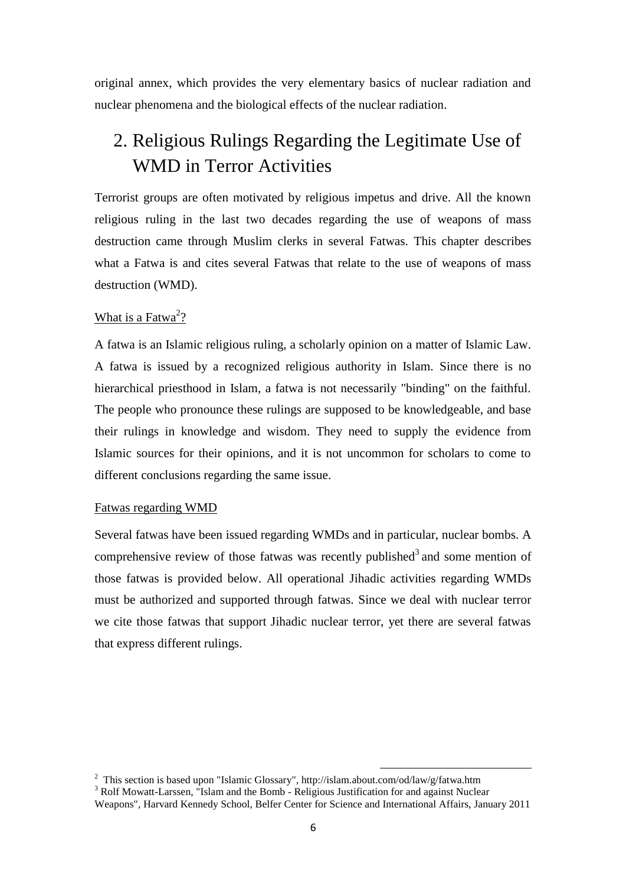original annex, which provides the very elementary basics of nuclear radiation and nuclear phenomena and the biological effects of the nuclear radiation.

# 2. Religious Rulings Regarding the Legitimate Use of WMD in Terror Activities

Terrorist groups are often motivated by religious impetus and drive. All the known religious ruling in the last two decades regarding the use of weapons of mass destruction came through Muslim clerks in several Fatwas. This chapter describes what a Fatwa is and cites several Fatwas that relate to the use of weapons of mass destruction (WMD).

<u>What is a Fatwa[2]?</u>

A fatwa is an Islamic religious ruling, a scholarly opinion on a matter of Islamic Law. A fatwa is issued by a recognized religious authority in Islam. Since there is no hierarchical priesthood in Islam, a fatwa is not necessarily "binding" on the faithful. The people who pronounce these rulings are supposed to be knowledgeable, and base their rulings in knowledge and wisdom. They need to supply the evidence from Islamic sources for their opinions, and it is not uncommon for scholars to come to different conclusions regarding the same issue.

<u>Fatwas regarding WMD</u>

Several fatwas have been issued regarding WMDs and in particular, nuclear bombs. A comprehensive review of those fatwas was recently published[3] and some mention of those fatwas is provided below. All operational Jihadic activities regarding WMDs must be authorized and supported through fatwas. Since we deal with nuclear terror we cite those fatwas that support Jihadic nuclear terror, yet there are several fatwas that express different rulings.

---

[2] This section is based upon "Islamic Glossary", http://islam.about.com/od/law/g/fatwa.htm

[3] Rolf Mowatt-Larssen, "Islam and the Bomb - Religious Justification for and against Nuclear Weapons", Harvard Kennedy School, Belfer Center for Science and International Affairs, January 2011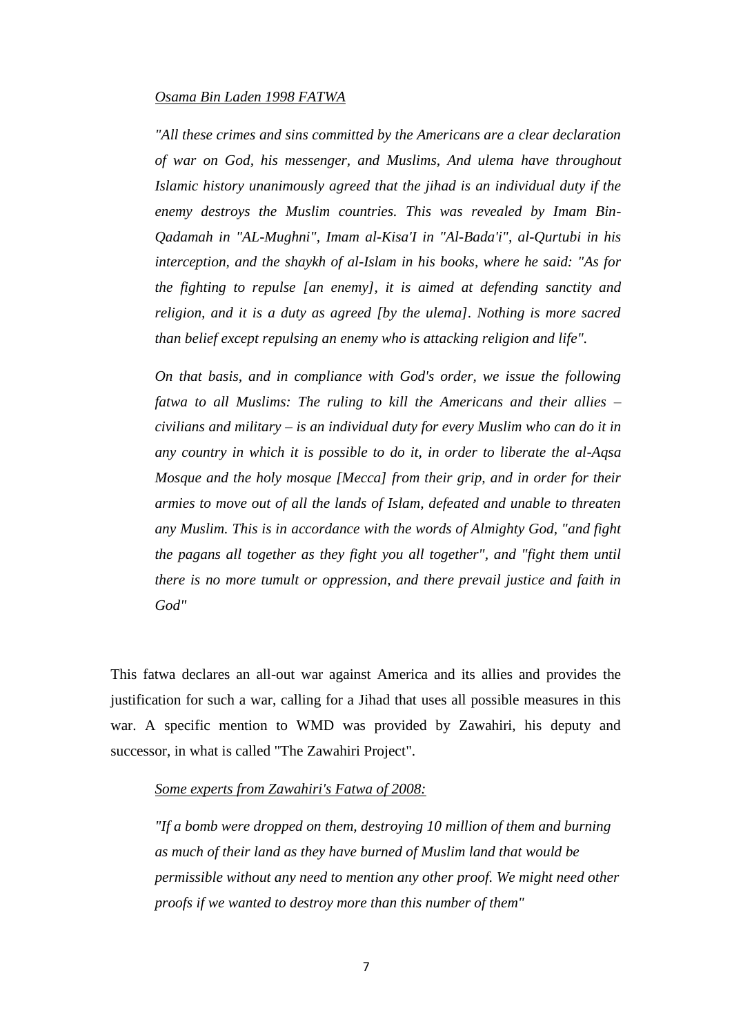*Osama Bin Laden 1998 FATWA*

> *"All these crimes and sins committed by the Americans are a clear declaration of war on God, his messenger, and Muslims, And ulema have throughout Islamic history unanimously agreed that the jihad is an individual duty if the enemy destroys the Muslim countries. This was revealed by Imam Bin-Qadamah in "AL-Mughni", Imam al-Kisa'I in "Al-Bada'i", al-Qurtubi in his interception, and the shaykh of al-Islam in his books, where he said: "As for the fighting to repulse [an enemy], it is aimed at defending sanctity and religion, and it is a duty as agreed [by the ulema]. Nothing is more sacred than belief except repulsing an enemy who is attacking religion and life".*
>
> *On that basis, and in compliance with God's order, we issue the following fatwa to all Muslims: The ruling to kill the Americans and their allies – civilians and military – is an individual duty for every Muslim who can do it in any country in which it is possible to do it, in order to liberate the al-Aqsa Mosque and the holy mosque [Mecca] from their grip, and in order for their armies to move out of all the lands of Islam, defeated and unable to threaten any Muslim. This is in accordance with the words of Almighty God, "and fight the pagans all together as they fight you all together", and "fight them until there is no more tumult or oppression, and there prevail justice and faith in God"*

This fatwa declares an all-out war against America and its allies and provides the justification for such a war, calling for a Jihad that uses all possible measures in this war. A specific mention to WMD was provided by Zawahiri, his deputy and successor, in what is called "The Zawahiri Project".

*Some experts from Zawahiri's Fatwa of 2008:*

> *"If a bomb were dropped on them, destroying 10 million of them and burning as much of their land as they have burned of Muslim land that would be permissible without any need to mention any other proof. We might need other proofs if we wanted to destroy more than this number of them"*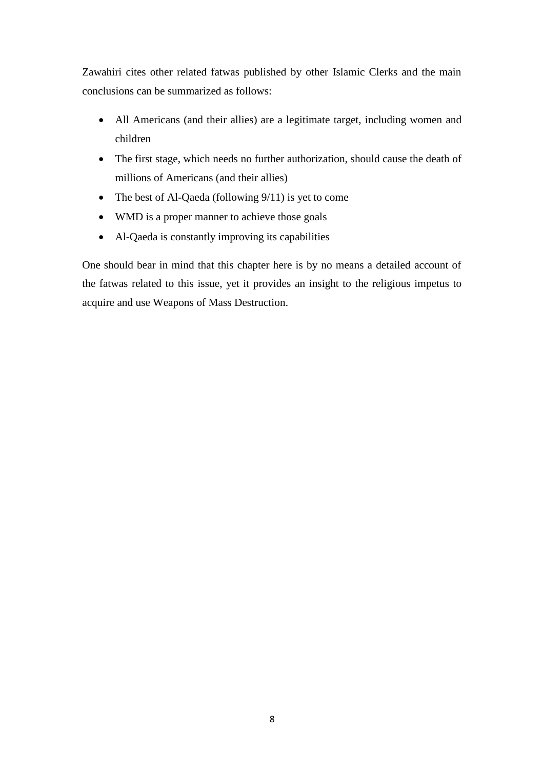Zawahiri cites other related fatwas published by other Islamic Clerks and the main conclusions can be summarized as follows:

- All Americans (and their allies) are a legitimate target, including women and children
- The first stage, which needs no further authorization, should cause the death of millions of Americans (and their allies)
- The best of Al-Qaeda (following 9/11) is yet to come
- WMD is a proper manner to achieve those goals
- Al-Qaeda is constantly improving its capabilities

One should bear in mind that this chapter here is by no means a detailed account of the fatwas related to this issue, yet it provides an insight to the religious impetus to acquire and use Weapons of Mass Destruction.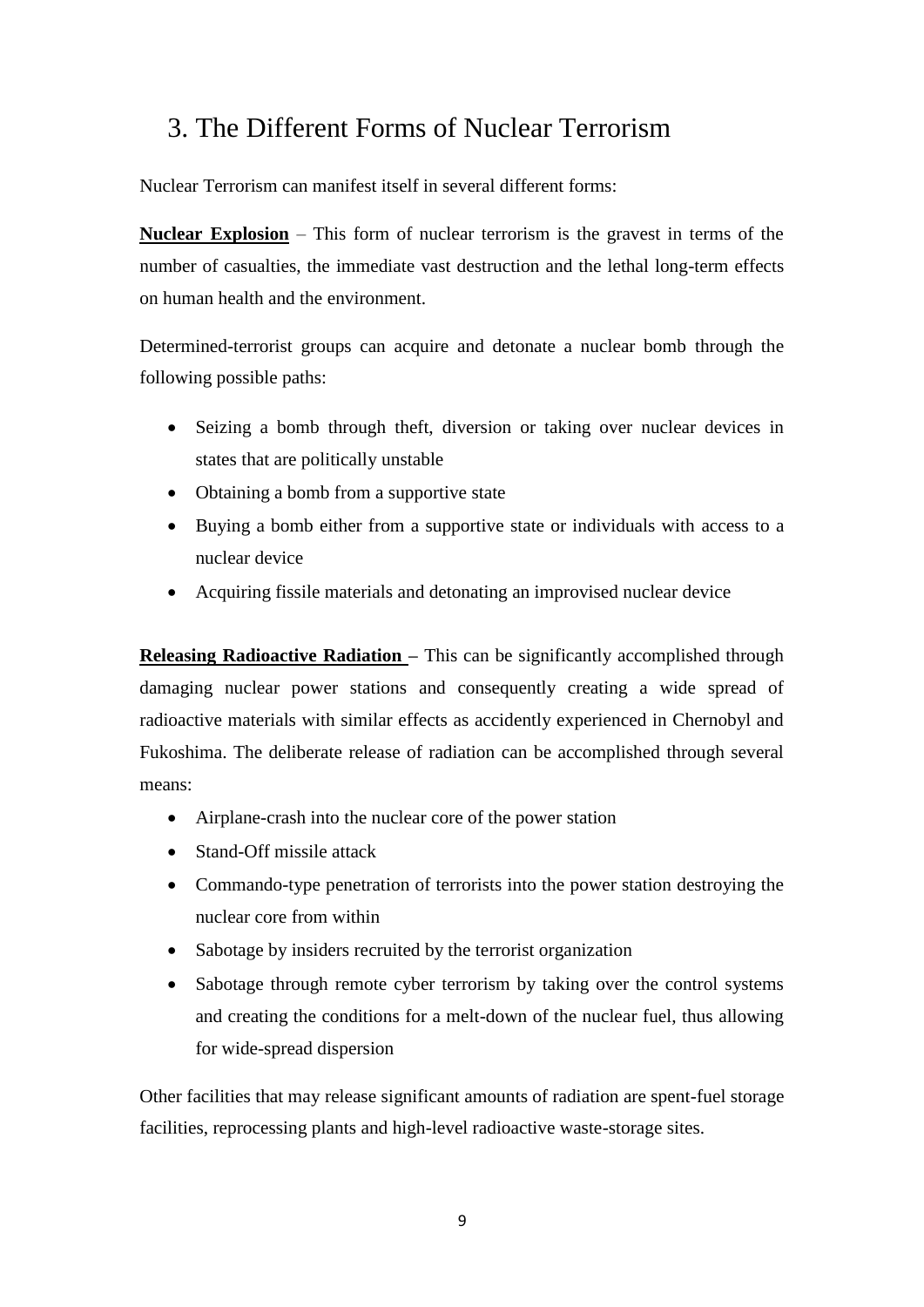# 3. The Different Forms of Nuclear Terrorism

Nuclear Terrorism can manifest itself in several different forms:

**Nuclear Explosion** – This form of nuclear terrorism is the gravest in terms of the number of casualties, the immediate vast destruction and the lethal long-term effects on human health and the environment.

Determined-terrorist groups can acquire and detonate a nuclear bomb through the following possible paths:

- Seizing a bomb through theft, diversion or taking over nuclear devices in states that are politically unstable
- Obtaining a bomb from a supportive state
- Buying a bomb either from a supportive state or individuals with access to a nuclear device
- Acquiring fissile materials and detonating an improvised nuclear device

**Releasing Radioactive Radiation** – This can be significantly accomplished through damaging nuclear power stations and consequently creating a wide spread of radioactive materials with similar effects as accidently experienced in Chernobyl and Fukoshima. The deliberate release of radiation can be accomplished through several means:

- Airplane-crash into the nuclear core of the power station
- Stand-Off missile attack
- Commando-type penetration of terrorists into the power station destroying the nuclear core from within
- Sabotage by insiders recruited by the terrorist organization
- Sabotage through remote cyber terrorism by taking over the control systems and creating the conditions for a melt-down of the nuclear fuel, thus allowing for wide-spread dispersion

Other facilities that may release significant amounts of radiation are spent-fuel storage facilities, reprocessing plants and high-level radioactive waste-storage sites.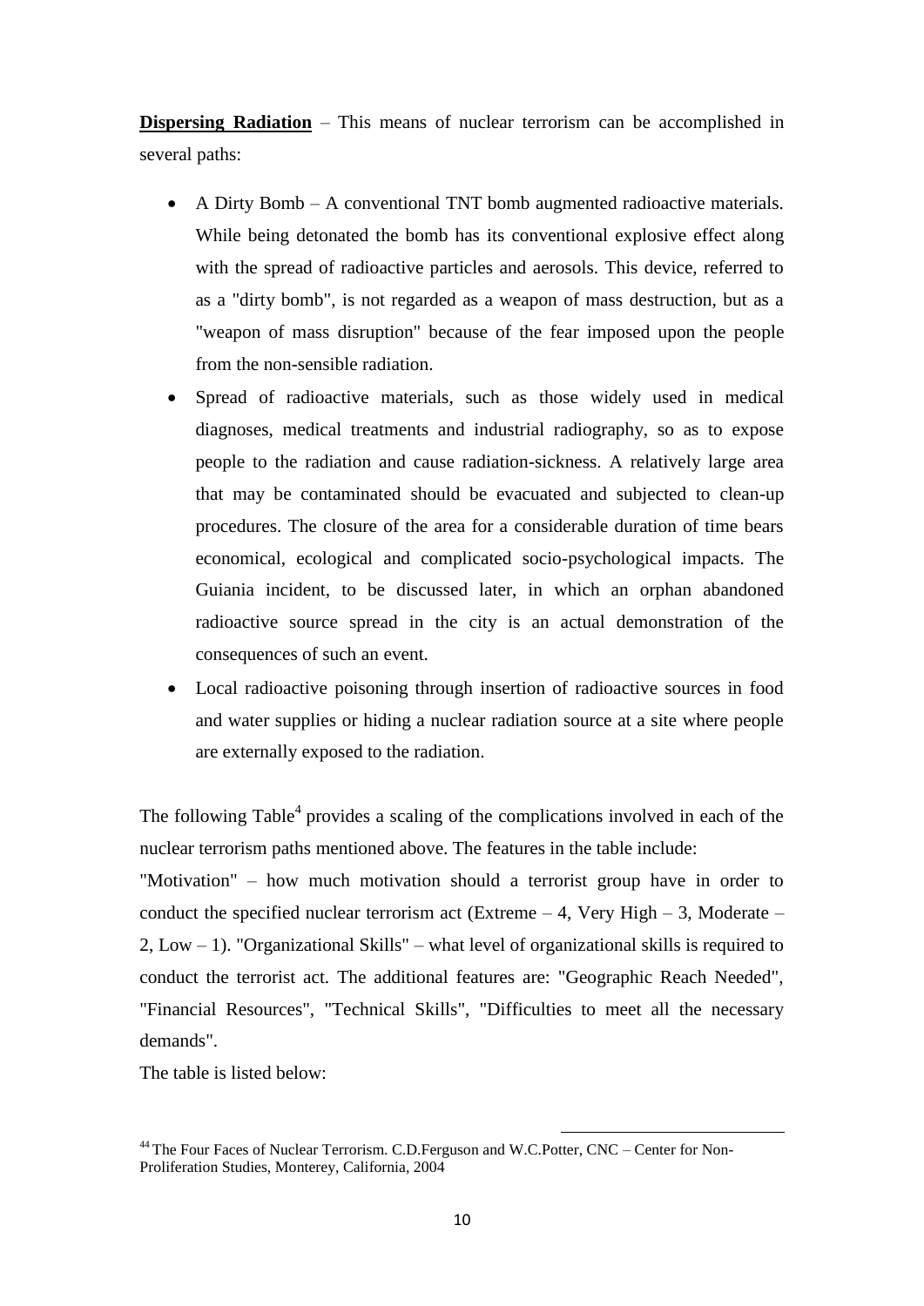**Dispersing Radiation** – This means of nuclear terrorism can be accomplished in several paths:

- A Dirty Bomb – A conventional TNT bomb augmented radioactive materials. While being detonated the bomb has its conventional explosive effect along with the spread of radioactive particles and aerosols. This device, referred to as a "dirty bomb", is not regarded as a weapon of mass destruction, but as a "weapon of mass disruption" because of the fear imposed upon the people from the non-sensible radiation.
- Spread of radioactive materials, such as those widely used in medical diagnoses, medical treatments and industrial radiography, so as to expose people to the radiation and cause radiation-sickness. A relatively large area that may be contaminated should be evacuated and subjected to clean-up procedures. The closure of the area for a considerable duration of time bears economical, ecological and complicated socio-psychological impacts. The Guiania incident, to be discussed later, in which an orphan abandoned radioactive source spread in the city is an actual demonstration of the consequences of such an event.
- Local radioactive poisoning through insertion of radioactive sources in food and water supplies or hiding a nuclear radiation source at a site where people are externally exposed to the radiation.

The following Table[4] provides a scaling of the complications involved in each of the nuclear terrorism paths mentioned above. The features in the table include: "Motivation" – how much motivation should a terrorist group have in order to conduct the specified nuclear terrorism act (Extreme – 4, Very High – 3, Moderate – 2, Low – 1). "Organizational Skills" – what level of organizational skills is required to conduct the terrorist act. The additional features are: "Geographic Reach Needed", "Financial Resources", "Technical Skills", "Difficulties to meet all the necessary demands".

The table is listed below:

[44] The Four Faces of Nuclear Terrorism. C.D.Ferguson and W.C.Potter, CNC – Center for Non-Proliferation Studies, Monterey, California, 2004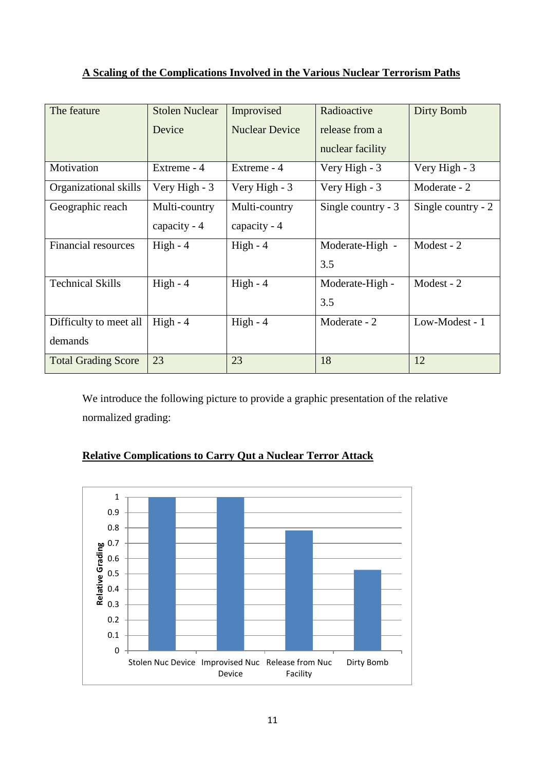**A Scaling of the Complications Involved in the Various Nuclear Terrorism Paths**

| The feature | Stolen Nuclear Device | Improvised Nuclear Device | Radioactive release from a nuclear facility | Dirty Bomb |
|---|---|---|---|---|
| Motivation | Extreme - 4 | Extreme - 4 | Very High - 3 | Very High - 3 |
| Organizational skills | Very High - 3 | Very High - 3 | Very High - 3 | Moderate - 2 |
| Geographic reach | Multi-country capacity - 4 | Multi-country capacity - 4 | Single country - 3 | Single country - 2 |
| Financial resources | High - 4 | High - 4 | Moderate-High - 3.5 | Modest - 2 |
| Technical Skills | High - 4 | High - 4 | Moderate-High - 3.5 | Modest - 2 |
| Difficulty to meet all demands | High - 4 | High - 4 | Moderate - 2 | Low-Modest - 1 |
| Total Grading Score | 23 | 23 | 18 | 12 |

We introduce the following picture to provide a graphic presentation of the relative normalized grading:

**Relative Complications to Carry Qut a Nuclear Terror Attack**

| | Relative Grading |
|---|---|
| Stolen Nuc Device | 1 |
| Improvised Nuc Device | 1 |
| Release from Nuc Facility | ~0.78 |
| Dirty Bomb | ~0.52 |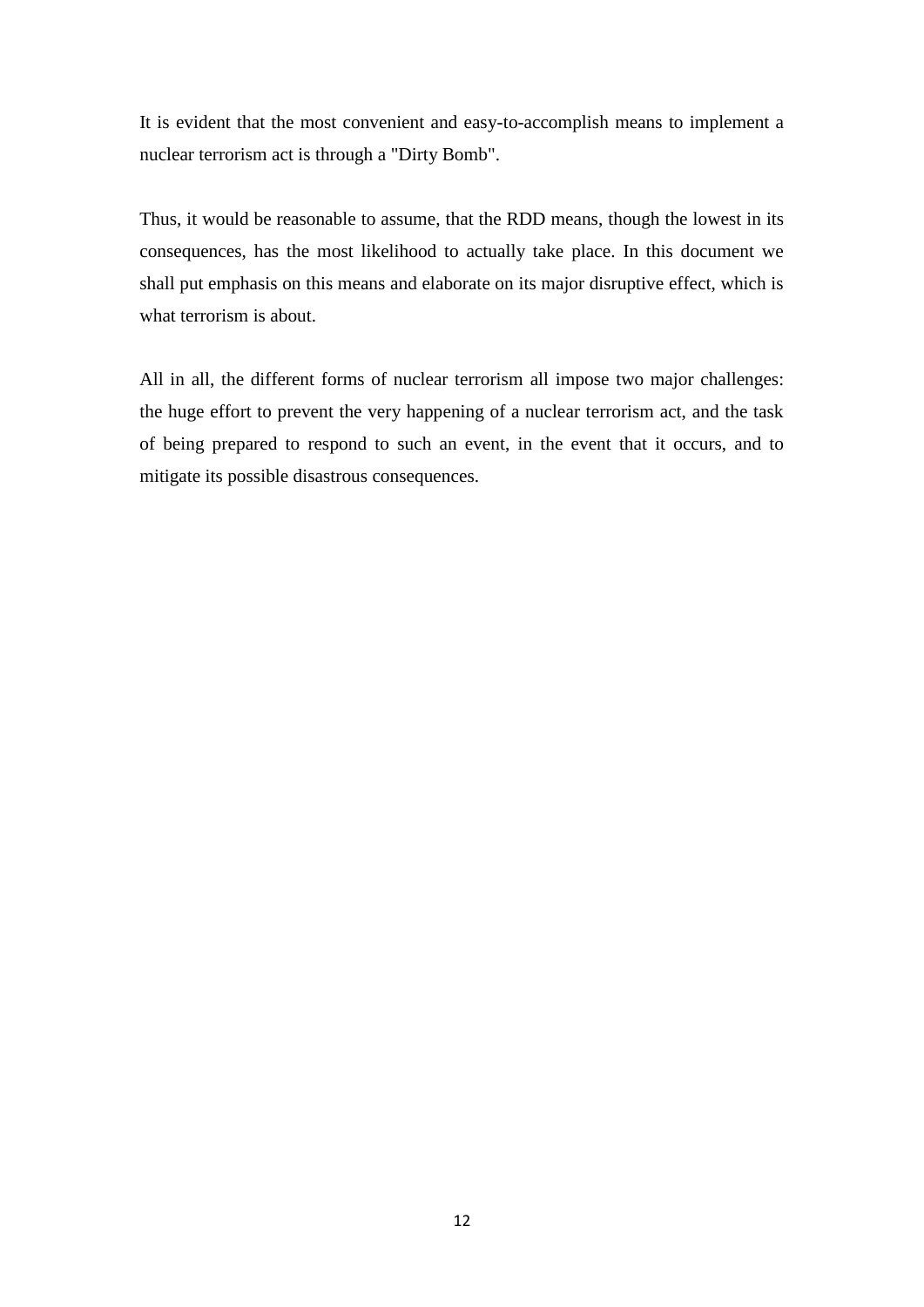It is evident that the most convenient and easy-to-accomplish means to implement a nuclear terrorism act is through a "Dirty Bomb".

Thus, it would be reasonable to assume, that the RDD means, though the lowest in its consequences, has the most likelihood to actually take place. In this document we shall put emphasis on this means and elaborate on its major disruptive effect, which is what terrorism is about.

All in all, the different forms of nuclear terrorism all impose two major challenges: the huge effort to prevent the very happening of a nuclear terrorism act, and the task of being prepared to respond to such an event, in the event that it occurs, and to mitigate its possible disastrous consequences.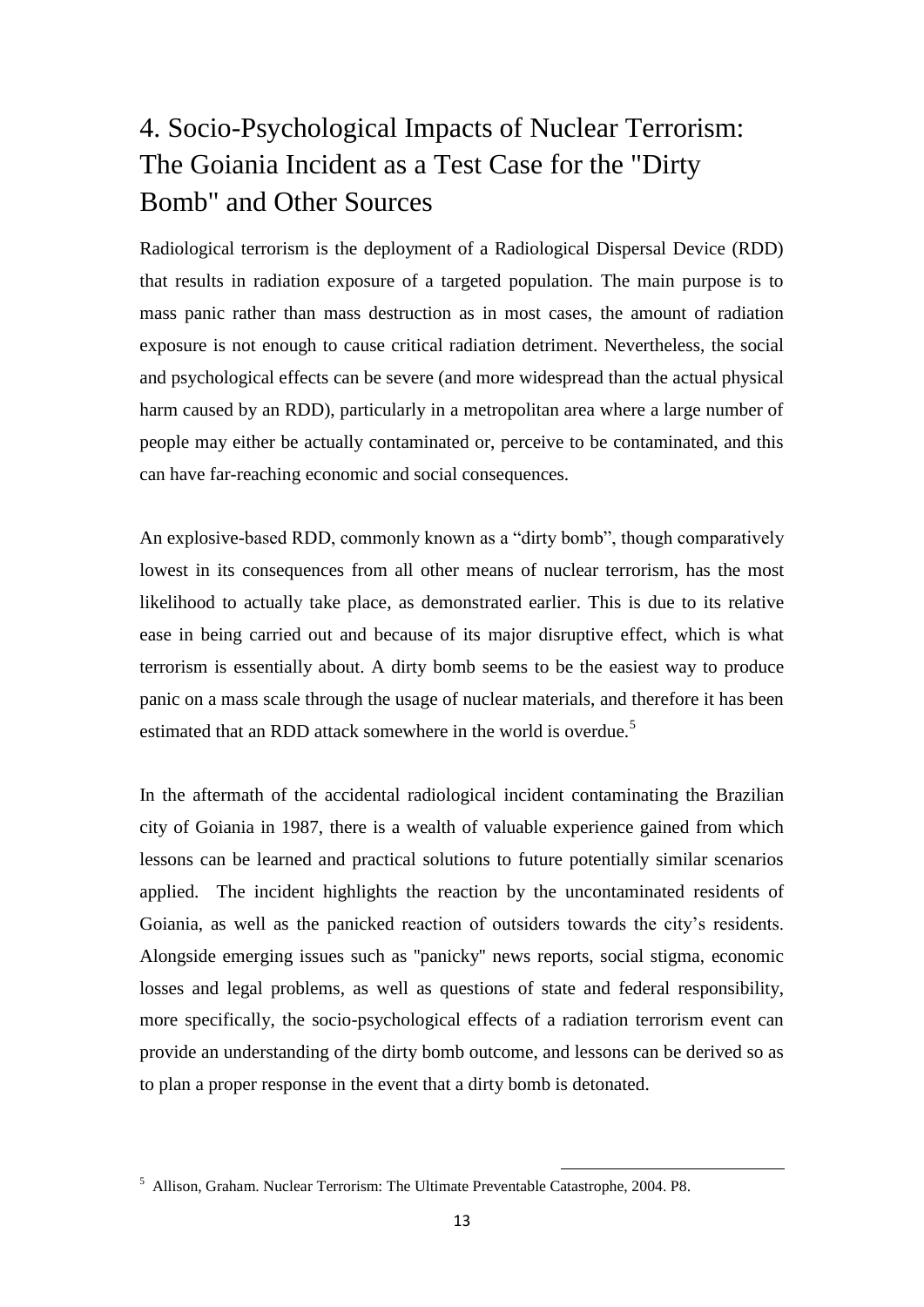# 4. Socio-Psychological Impacts of Nuclear Terrorism: The Goiania Incident as a Test Case for the "Dirty Bomb" and Other Sources

Radiological terrorism is the deployment of a Radiological Dispersal Device (RDD) that results in radiation exposure of a targeted population. The main purpose is to mass panic rather than mass destruction as in most cases, the amount of radiation exposure is not enough to cause critical radiation detriment. Nevertheless, the social and psychological effects can be severe (and more widespread than the actual physical harm caused by an RDD), particularly in a metropolitan area where a large number of people may either be actually contaminated or, perceive to be contaminated, and this can have far-reaching economic and social consequences.

An explosive-based RDD, commonly known as a "dirty bomb", though comparatively lowest in its consequences from all other means of nuclear terrorism, has the most likelihood to actually take place, as demonstrated earlier. This is due to its relative ease in being carried out and because of its major disruptive effect, which is what terrorism is essentially about. A dirty bomb seems to be the easiest way to produce panic on a mass scale through the usage of nuclear materials, and therefore it has been estimated that an RDD attack somewhere in the world is overdue.[5]

In the aftermath of the accidental radiological incident contaminating the Brazilian city of Goiania in 1987, there is a wealth of valuable experience gained from which lessons can be learned and practical solutions to future potentially similar scenarios applied. The incident highlights the reaction by the uncontaminated residents of Goiania, as well as the panicked reaction of outsiders towards the city's residents. Alongside emerging issues such as "panicky" news reports, social stigma, economic losses and legal problems, as well as questions of state and federal responsibility, more specifically, the socio-psychological effects of a radiation terrorism event can provide an understanding of the dirty bomb outcome, and lessons can be derived so as to plan a proper response in the event that a dirty bomb is detonated.

[5] Allison, Graham. Nuclear Terrorism: The Ultimate Preventable Catastrophe, 2004. P8.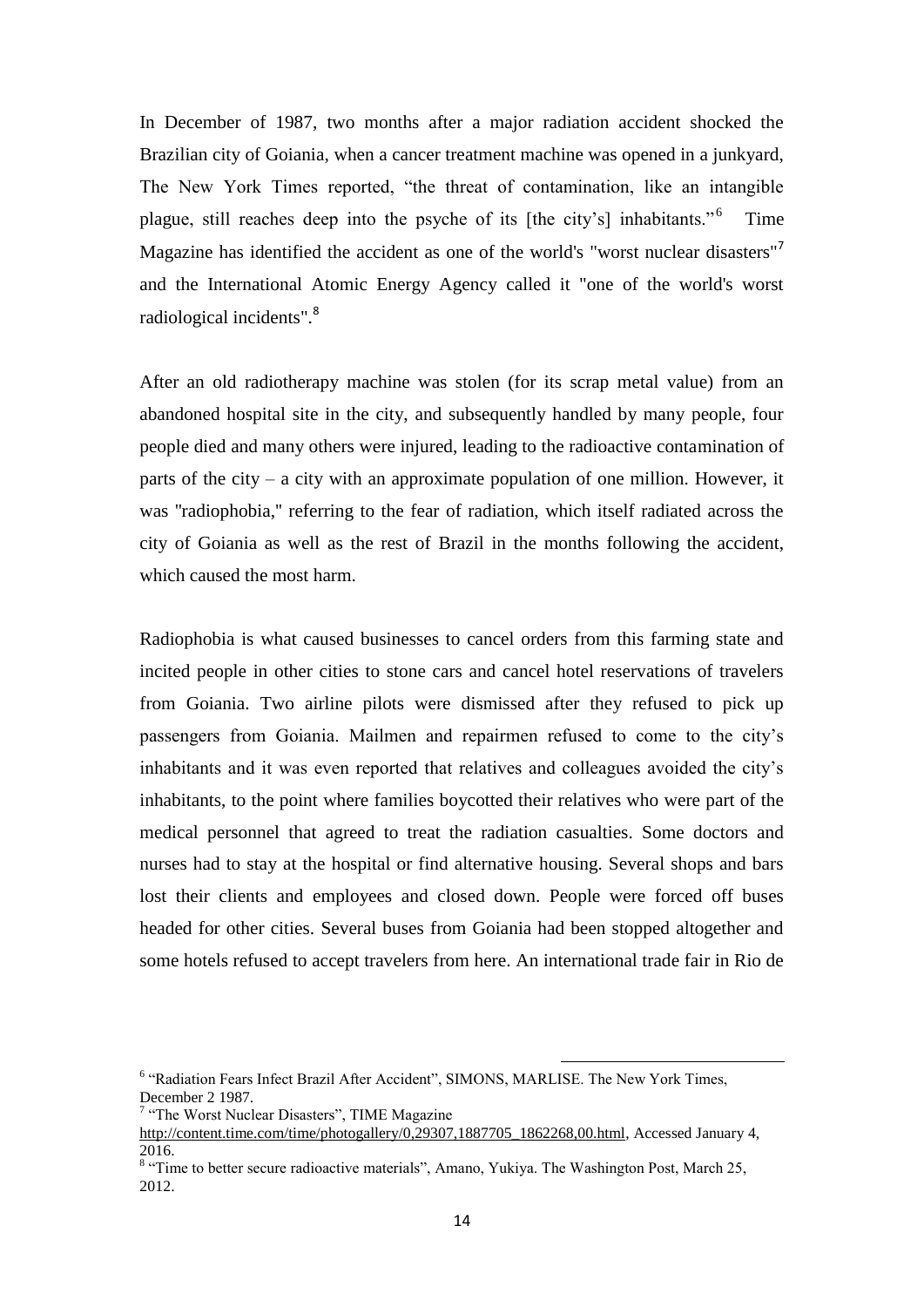In December of 1987, two months after a major radiation accident shocked the Brazilian city of Goiania, when a cancer treatment machine was opened in a junkyard, The New York Times reported, "the threat of contamination, like an intangible plague, still reaches deep into the psyche of its [the city's] inhabitants."[6] Time Magazine has identified the accident as one of the world's "worst nuclear disasters"[7] and the International Atomic Energy Agency called it "one of the world's worst radiological incidents".[8]

After an old radiotherapy machine was stolen (for its scrap metal value) from an abandoned hospital site in the city, and subsequently handled by many people, four people died and many others were injured, leading to the radioactive contamination of parts of the city – a city with an approximate population of one million. However, it was "radiophobia," referring to the fear of radiation, which itself radiated across the city of Goiania as well as the rest of Brazil in the months following the accident, which caused the most harm.

Radiophobia is what caused businesses to cancel orders from this farming state and incited people in other cities to stone cars and cancel hotel reservations of travelers from Goiania. Two airline pilots were dismissed after they refused to pick up passengers from Goiania. Mailmen and repairmen refused to come to the city's inhabitants and it was even reported that relatives and colleagues avoided the city's inhabitants, to the point where families boycotted their relatives who were part of the medical personnel that agreed to treat the radiation casualties. Some doctors and nurses had to stay at the hospital or find alternative housing. Several shops and bars lost their clients and employees and closed down. People were forced off buses headed for other cities. Several buses from Goiania had been stopped altogether and some hotels refused to accept travelers from here. An international trade fair in Rio de

---

[6] "Radiation Fears Infect Brazil After Accident", SIMONS, MARLISE. The New York Times, December 2 1987.

[7] "The Worst Nuclear Disasters", TIME Magazine http://content.time.com/time/photogallery/0,29307,1887705_1862268,00.html, Accessed January 4, 2016.

[8] "Time to better secure radioactive materials", Amano, Yukiya. The Washington Post, March 25, 2012.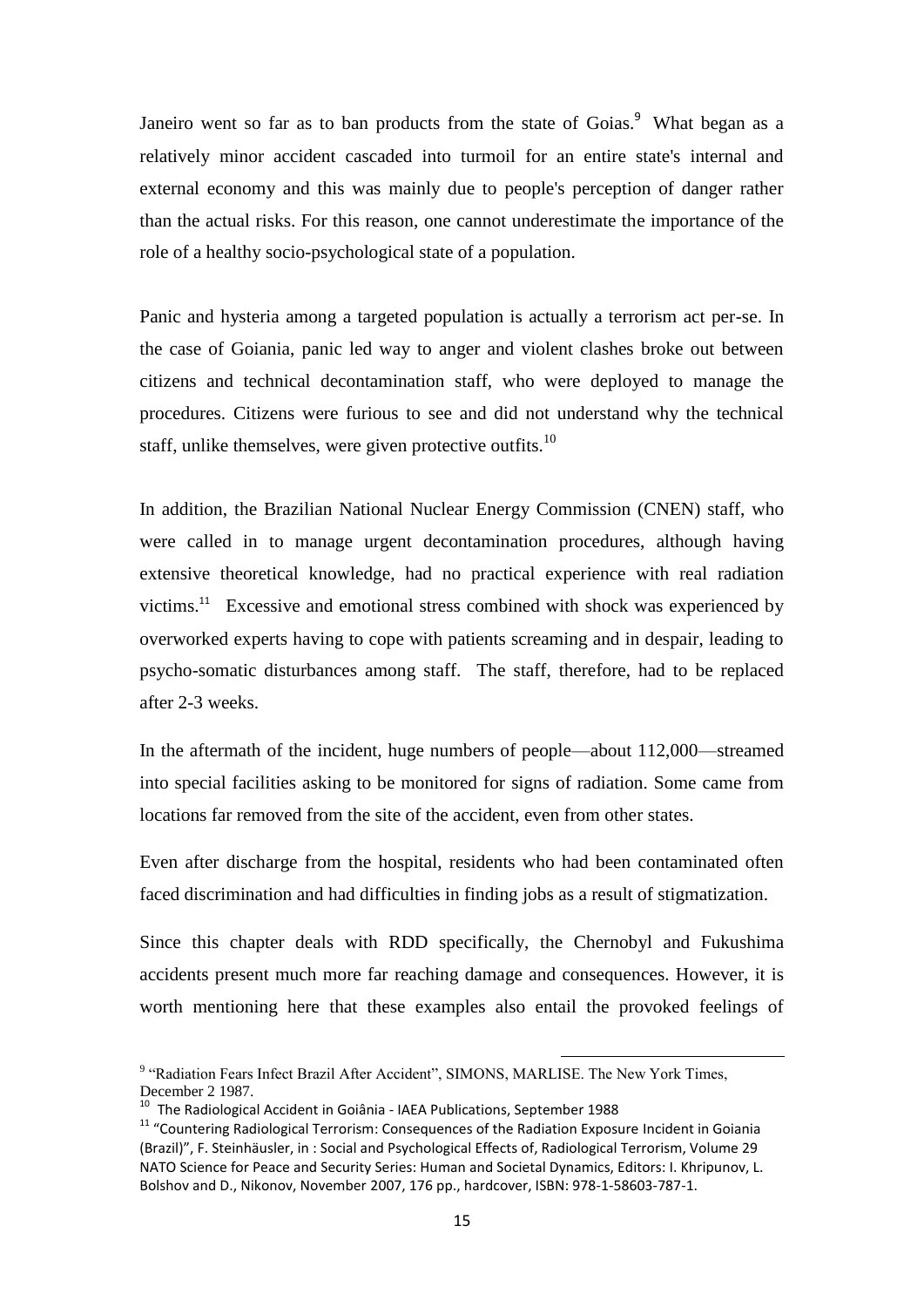Janeiro went so far as to ban products from the state of Goias.[9] What began as a relatively minor accident cascaded into turmoil for an entire state's internal and external economy and this was mainly due to people's perception of danger rather than the actual risks. For this reason, one cannot underestimate the importance of the role of a healthy socio-psychological state of a population.

Panic and hysteria among a targeted population is actually a terrorism act per-se. In the case of Goiania, panic led way to anger and violent clashes broke out between citizens and technical decontamination staff, who were deployed to manage the procedures. Citizens were furious to see and did not understand why the technical staff, unlike themselves, were given protective outfits.[10]

In addition, the Brazilian National Nuclear Energy Commission (CNEN) staff, who were called in to manage urgent decontamination procedures, although having extensive theoretical knowledge, had no practical experience with real radiation victims.[11] Excessive and emotional stress combined with shock was experienced by overworked experts having to cope with patients screaming and in despair, leading to psycho-somatic disturbances among staff. The staff, therefore, had to be replaced after 2-3 weeks.

In the aftermath of the incident, huge numbers of people—about 112,000—streamed into special facilities asking to be monitored for signs of radiation. Some came from locations far removed from the site of the accident, even from other states.

Even after discharge from the hospital, residents who had been contaminated often faced discrimination and had difficulties in finding jobs as a result of stigmatization.

Since this chapter deals with RDD specifically, the Chernobyl and Fukushima accidents present much more far reaching damage and consequences. However, it is worth mentioning here that these examples also entail the provoked feelings of

---

[9] "Radiation Fears Infect Brazil After Accident", SIMONS, MARLISE. The New York Times, December 2 1987.

[10] The Radiological Accident in Goiânia - IAEA Publications, September 1988

[11] "Countering Radiological Terrorism: Consequences of the Radiation Exposure Incident in Goiania (Brazil)", F. Steinhäusler, in : Social and Psychological Effects of, Radiological Terrorism, Volume 29 NATO Science for Peace and Security Series: Human and Societal Dynamics, Editors: I. Khripunov, L. Bolshov and D., Nikonov, November 2007, 176 pp., hardcover, ISBN: 978-1-58603-787-1.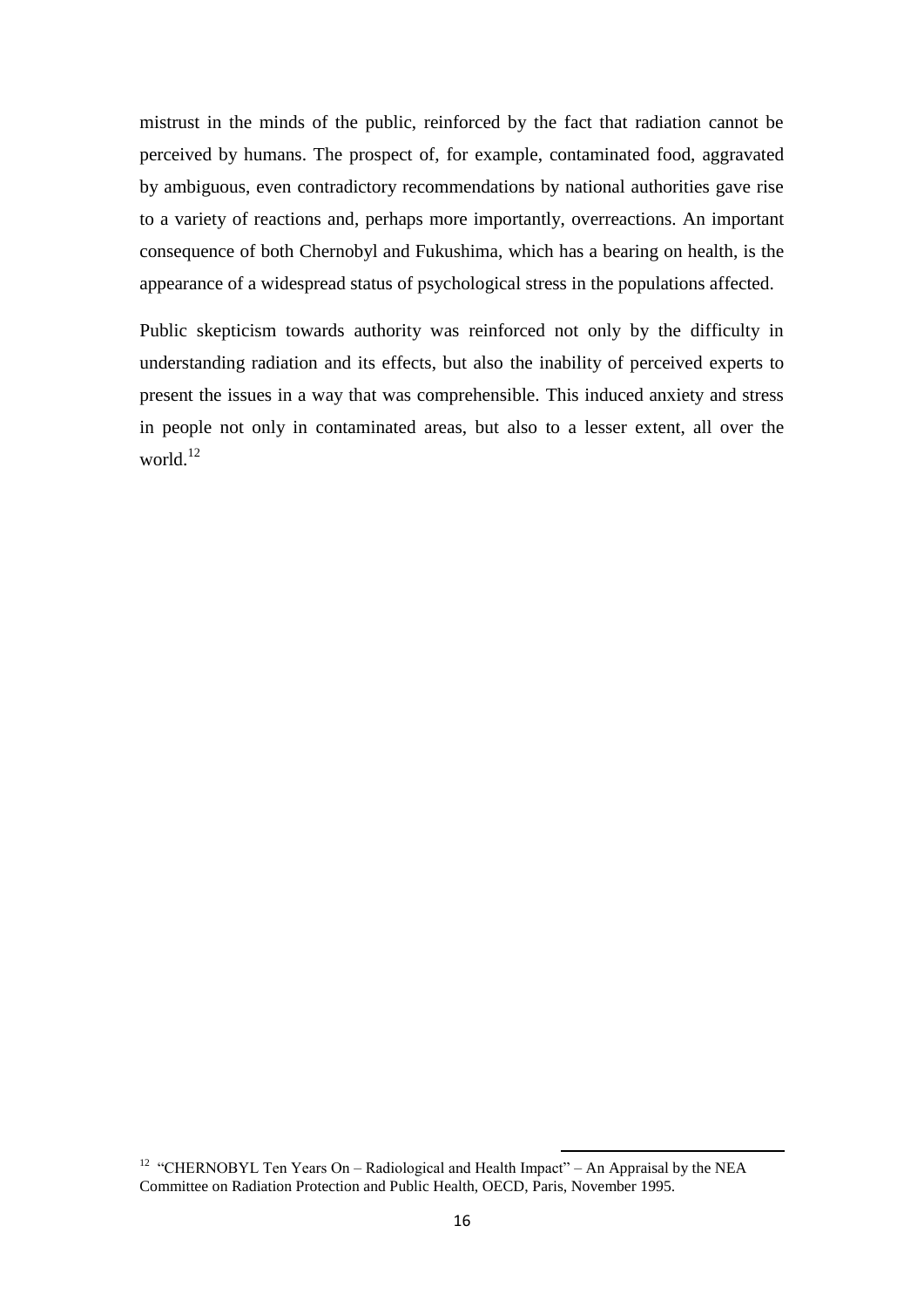mistrust in the minds of the public, reinforced by the fact that radiation cannot be perceived by humans. The prospect of, for example, contaminated food, aggravated by ambiguous, even contradictory recommendations by national authorities gave rise to a variety of reactions and, perhaps more importantly, overreactions. An important consequence of both Chernobyl and Fukushima, which has a bearing on health, is the appearance of a widespread status of psychological stress in the populations affected.

Public skepticism towards authority was reinforced not only by the difficulty in understanding radiation and its effects, but also the inability of perceived experts to present the issues in a way that was comprehensible. This induced anxiety and stress in people not only in contaminated areas, but also to a lesser extent, all over the world.[12]

---

[12] "CHERNOBYL Ten Years On – Radiological and Health Impact" – An Appraisal by the NEA Committee on Radiation Protection and Public Health, OECD, Paris, November 1995.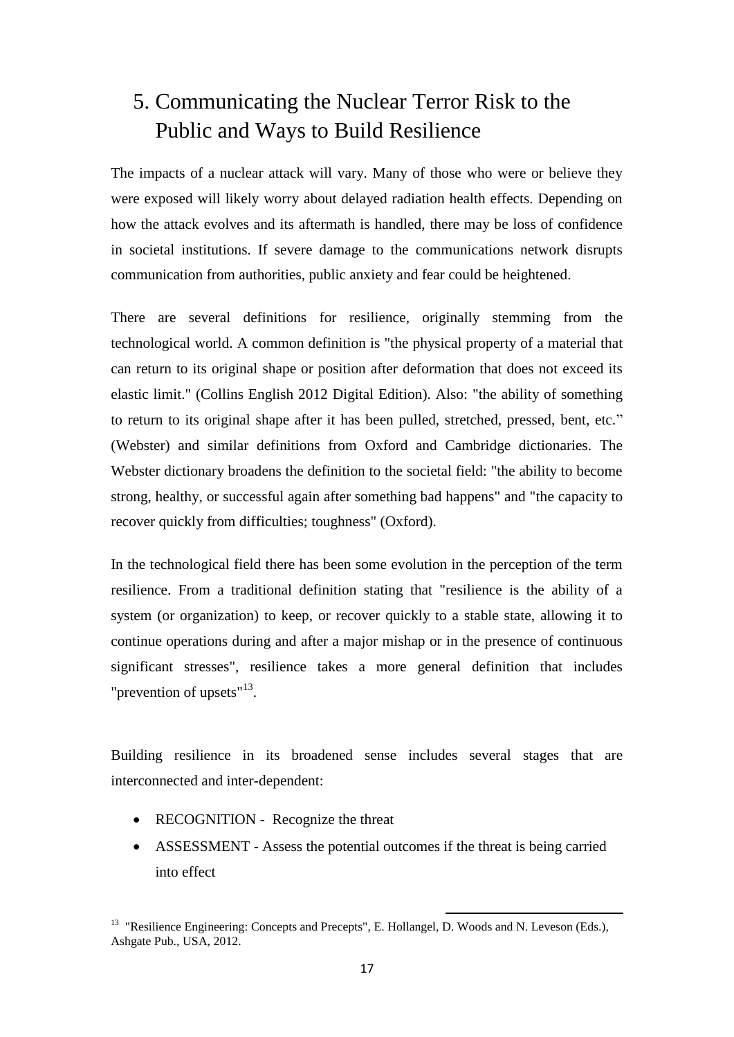# 5. Communicating the Nuclear Terror Risk to the Public and Ways to Build Resilience

The impacts of a nuclear attack will vary. Many of those who were or believe they were exposed will likely worry about delayed radiation health effects. Depending on how the attack evolves and its aftermath is handled, there may be loss of confidence in societal institutions. If severe damage to the communications network disrupts communication from authorities, public anxiety and fear could be heightened.

There are several definitions for resilience, originally stemming from the technological world. A common definition is "the physical property of a material that can return to its original shape or position after deformation that does not exceed its elastic limit." (Collins English 2012 Digital Edition). Also: "the ability of something to return to its original shape after it has been pulled, stretched, pressed, bent, etc." (Webster) and similar definitions from Oxford and Cambridge dictionaries. The Webster dictionary broadens the definition to the societal field: "the ability to become strong, healthy, or successful again after something bad happens" and "the capacity to recover quickly from difficulties; toughness" (Oxford).

In the technological field there has been some evolution in the perception of the term resilience. From a traditional definition stating that "resilience is the ability of a system (or organization) to keep, or recover quickly to a stable state, allowing it to continue operations during and after a major mishap or in the presence of continuous significant stresses", resilience takes a more general definition that includes "prevention of upsets"[13].

Building resilience in its broadened sense includes several stages that are interconnected and inter-dependent:

- RECOGNITION - Recognize the threat
- ASSESSMENT - Assess the potential outcomes if the threat is being carried into effect

[13] "Resilience Engineering: Concepts and Precepts", E. Hollangel, D. Woods and N. Leveson (Eds.), Ashgate Pub., USA, 2012.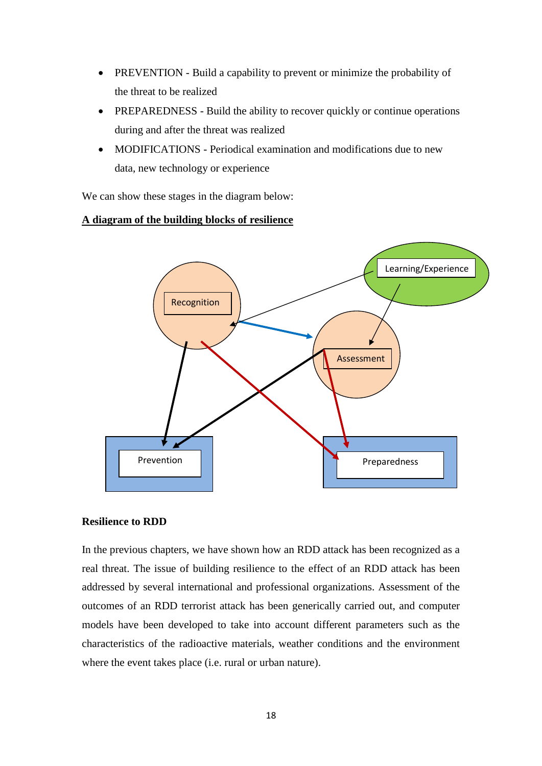- PREVENTION - Build a capability to prevent or minimize the probability of the threat to be realized
- PREPAREDNESS - Build the ability to recover quickly or continue operations during and after the threat was realized
- MODIFICATIONS - Periodical examination and modifications due to new data, new technology or experience

We can show these stages in the diagram below:

**A diagram of the building blocks of resilience**

Learning/Experience

Recognition

Assessment

Prevention

Preparedness

**Resilience to RDD**

In the previous chapters, we have shown how an RDD attack has been recognized as a real threat. The issue of building resilience to the effect of an RDD attack has been addressed by several international and professional organizations. Assessment of the outcomes of an RDD terrorist attack has been generically carried out, and computer models have been developed to take into account different parameters such as the characteristics of the radioactive materials, weather conditions and the environment where the event takes place (i.e. rural or urban nature).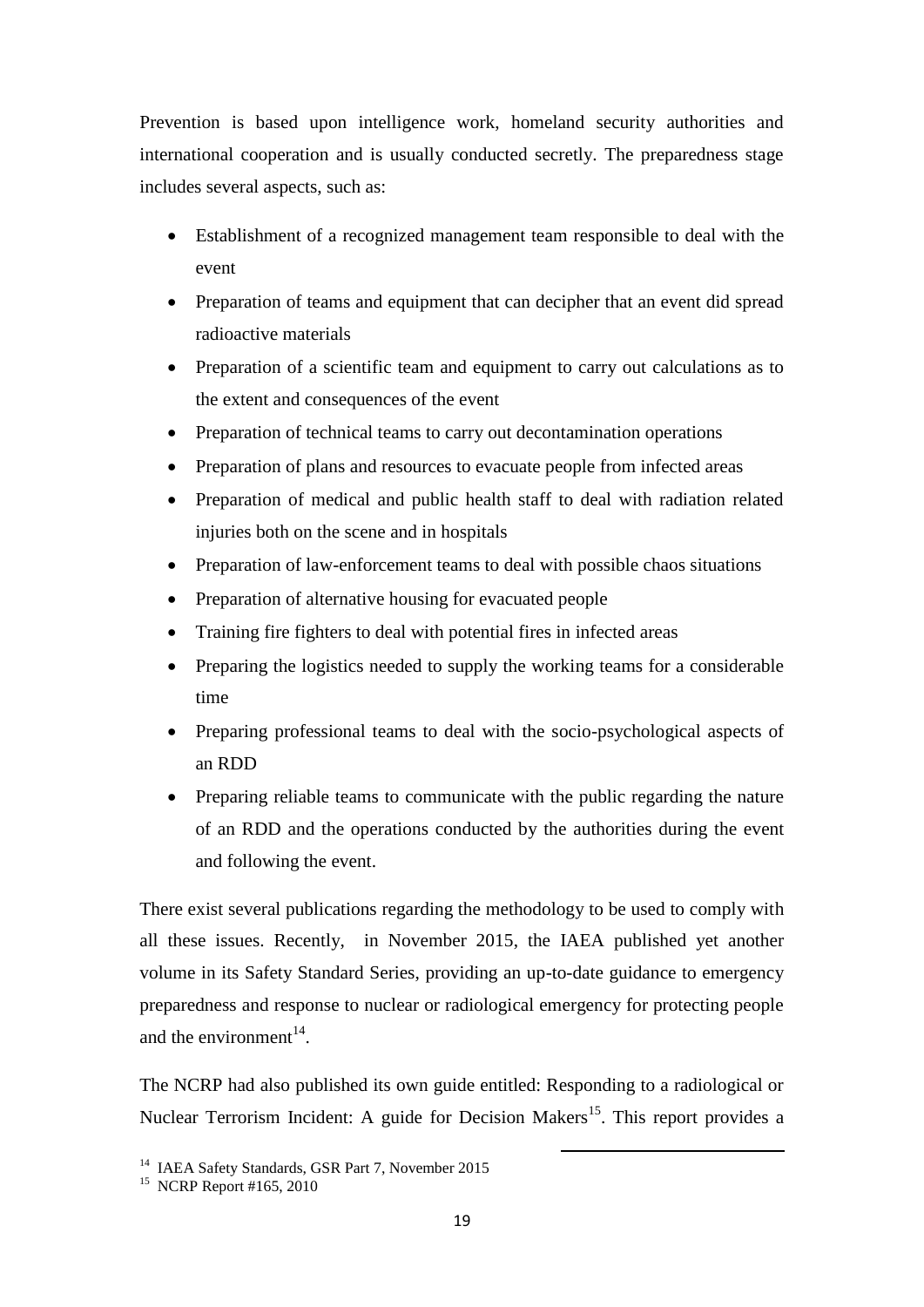Prevention is based upon intelligence work, homeland security authorities and international cooperation and is usually conducted secretly. The preparedness stage includes several aspects, such as:

- Establishment of a recognized management team responsible to deal with the event
- Preparation of teams and equipment that can decipher that an event did spread radioactive materials
- Preparation of a scientific team and equipment to carry out calculations as to the extent and consequences of the event
- Preparation of technical teams to carry out decontamination operations
- Preparation of plans and resources to evacuate people from infected areas
- Preparation of medical and public health staff to deal with radiation related injuries both on the scene and in hospitals
- Preparation of law-enforcement teams to deal with possible chaos situations
- Preparation of alternative housing for evacuated people
- Training fire fighters to deal with potential fires in infected areas
- Preparing the logistics needed to supply the working teams for a considerable time
- Preparing professional teams to deal with the socio-psychological aspects of an RDD
- Preparing reliable teams to communicate with the public regarding the nature of an RDD and the operations conducted by the authorities during the event and following the event.

There exist several publications regarding the methodology to be used to comply with all these issues. Recently, in November 2015, the IAEA published yet another volume in its Safety Standard Series, providing an up-to-date guidance to emergency preparedness and response to nuclear or radiological emergency for protecting people and the environment[14].

The NCRP had also published its own guide entitled: Responding to a radiological or Nuclear Terrorism Incident: A guide for Decision Makers[15]. This report provides a

[14] IAEA Safety Standards, GSR Part 7, November 2015

[15] NCRP Report #165, 2010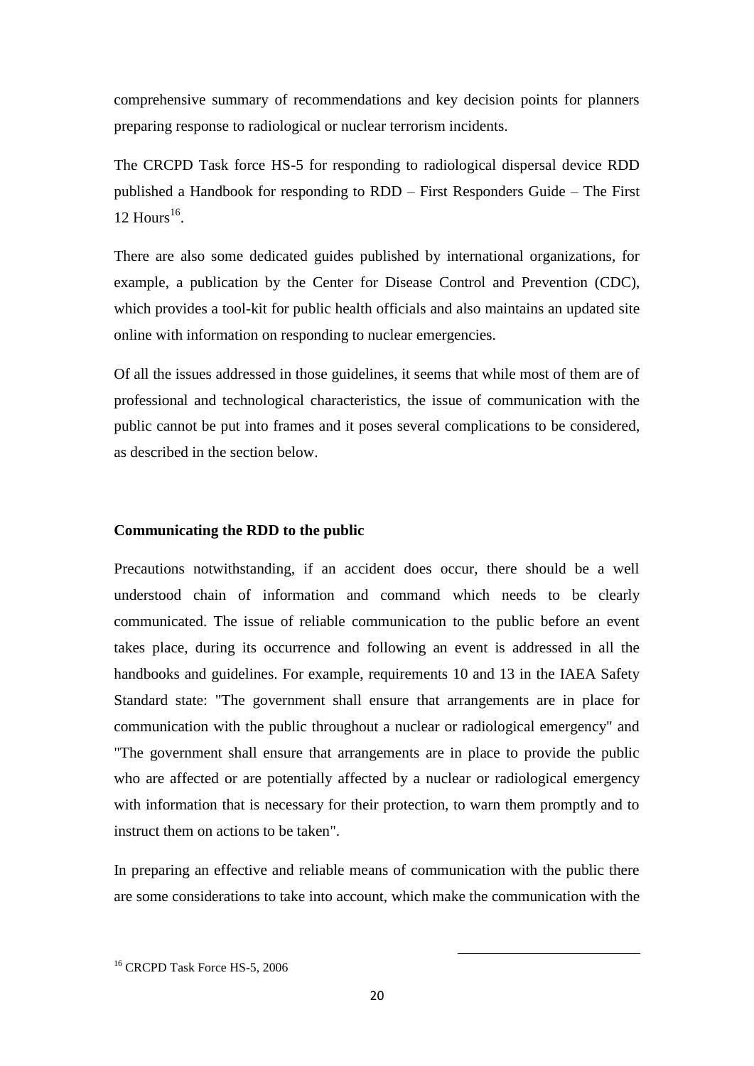comprehensive summary of recommendations and key decision points for planners preparing response to radiological or nuclear terrorism incidents.

The CRCPD Task force HS-5 for responding to radiological dispersal device RDD published a Handbook for responding to RDD – First Responders Guide – The First 12 Hours[16].

There are also some dedicated guides published by international organizations, for example, a publication by the Center for Disease Control and Prevention (CDC), which provides a tool-kit for public health officials and also maintains an updated site online with information on responding to nuclear emergencies.

Of all the issues addressed in those guidelines, it seems that while most of them are of professional and technological characteristics, the issue of communication with the public cannot be put into frames and it poses several complications to be considered, as described in the section below.

**Communicating the RDD to the public**

Precautions notwithstanding, if an accident does occur, there should be a well understood chain of information and command which needs to be clearly communicated. The issue of reliable communication to the public before an event takes place, during its occurrence and following an event is addressed in all the handbooks and guidelines. For example, requirements 10 and 13 in the IAEA Safety Standard state: "The government shall ensure that arrangements are in place for communication with the public throughout a nuclear or radiological emergency" and "The government shall ensure that arrangements are in place to provide the public who are affected or are potentially affected by a nuclear or radiological emergency with information that is necessary for their protection, to warn them promptly and to instruct them on actions to be taken".

In preparing an effective and reliable means of communication with the public there are some considerations to take into account, which make the communication with the

[16] CRCPD Task Force HS-5, 2006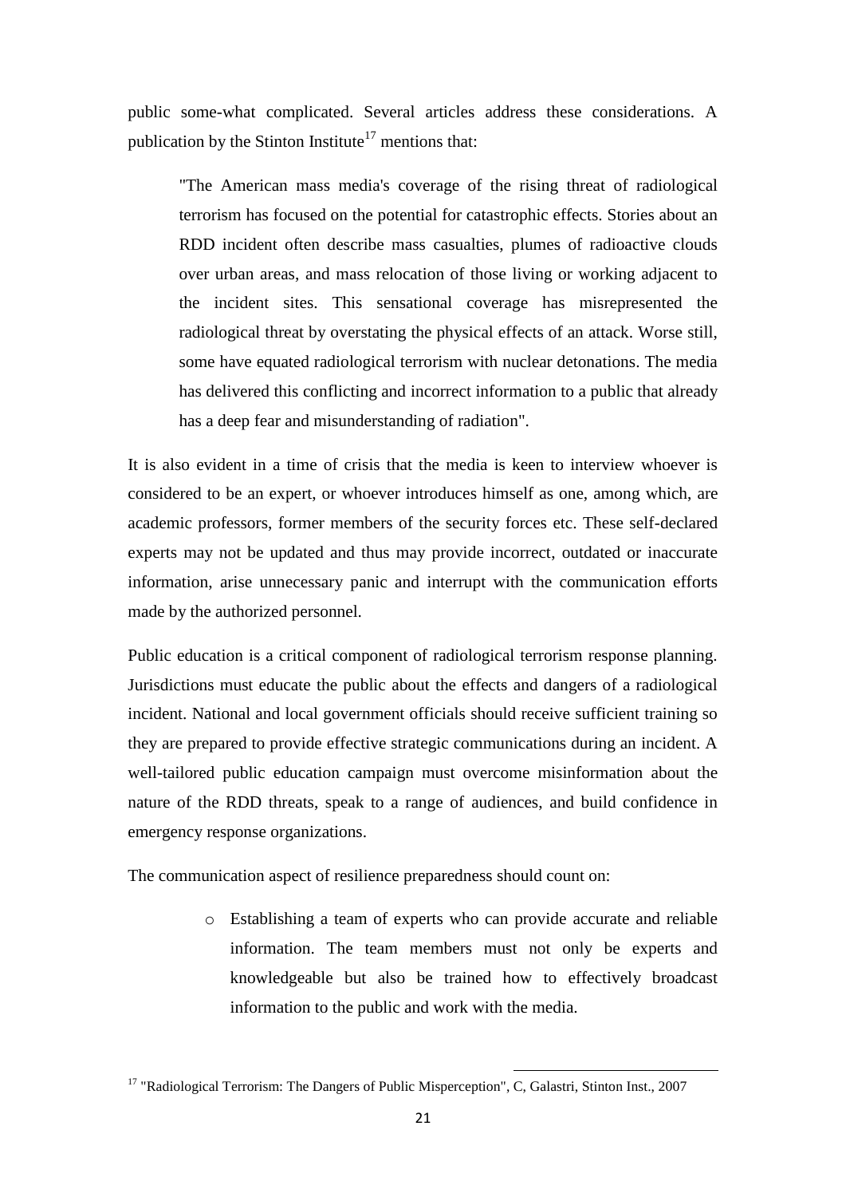public some-what complicated. Several articles address these considerations. A publication by the Stinton Institute[17] mentions that:

> "The American mass media's coverage of the rising threat of radiological terrorism has focused on the potential for catastrophic effects. Stories about an RDD incident often describe mass casualties, plumes of radioactive clouds over urban areas, and mass relocation of those living or working adjacent to the incident sites. This sensational coverage has misrepresented the radiological threat by overstating the physical effects of an attack. Worse still, some have equated radiological terrorism with nuclear detonations. The media has delivered this conflicting and incorrect information to a public that already has a deep fear and misunderstanding of radiation".

It is also evident in a time of crisis that the media is keen to interview whoever is considered to be an expert, or whoever introduces himself as one, among which, are academic professors, former members of the security forces etc. These self-declared experts may not be updated and thus may provide incorrect, outdated or inaccurate information, arise unnecessary panic and interrupt with the communication efforts made by the authorized personnel.

Public education is a critical component of radiological terrorism response planning. Jurisdictions must educate the public about the effects and dangers of a radiological incident. National and local government officials should receive sufficient training so they are prepared to provide effective strategic communications during an incident. A well-tailored public education campaign must overcome misinformation about the nature of the RDD threats, speak to a range of audiences, and build confidence in emergency response organizations.

The communication aspect of resilience preparedness should count on:

- Establishing a team of experts who can provide accurate and reliable information. The team members must not only be experts and knowledgeable but also be trained how to effectively broadcast information to the public and work with the media.

---

[17] "Radiological Terrorism: The Dangers of Public Misperception", C, Galastri, Stinton Inst., 2007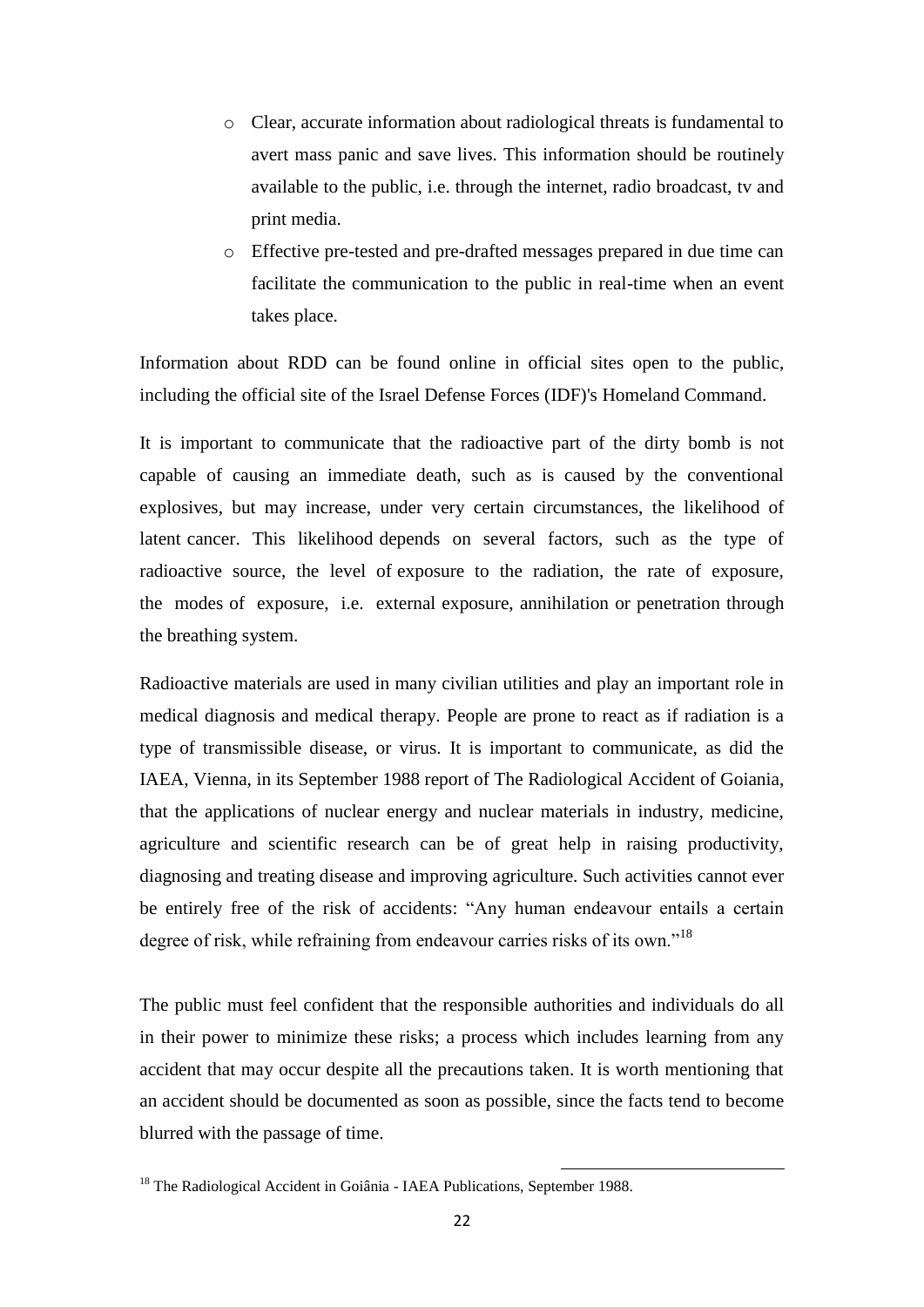- Clear, accurate information about radiological threats is fundamental to avert mass panic and save lives. This information should be routinely available to the public, i.e. through the internet, radio broadcast, tv and print media.
- Effective pre-tested and pre-drafted messages prepared in due time can facilitate the communication to the public in real-time when an event takes place.

Information about RDD can be found online in official sites open to the public, including the official site of the Israel Defense Forces (IDF)'s Homeland Command.

It is important to communicate that the radioactive part of the dirty bomb is not capable of causing an immediate death, such as is caused by the conventional explosives, but may increase, under very certain circumstances, the likelihood of latent cancer. This likelihood depends on several factors, such as the type of radioactive source, the level of exposure to the radiation, the rate of exposure, the modes of exposure, i.e. external exposure, annihilation or penetration through the breathing system.

Radioactive materials are used in many civilian utilities and play an important role in medical diagnosis and medical therapy. People are prone to react as if radiation is a type of transmissible disease, or virus. It is important to communicate, as did the IAEA, Vienna, in its September 1988 report of The Radiological Accident of Goiania, that the applications of nuclear energy and nuclear materials in industry, medicine, agriculture and scientific research can be of great help in raising productivity, diagnosing and treating disease and improving agriculture. Such activities cannot ever be entirely free of the risk of accidents: "Any human endeavour entails a certain degree of risk, while refraining from endeavour carries risks of its own."[18]

The public must feel confident that the responsible authorities and individuals do all in their power to minimize these risks; a process which includes learning from any accident that may occur despite all the precautions taken. It is worth mentioning that an accident should be documented as soon as possible, since the facts tend to become blurred with the passage of time.

[18] The Radiological Accident in Goiânia - IAEA Publications, September 1988.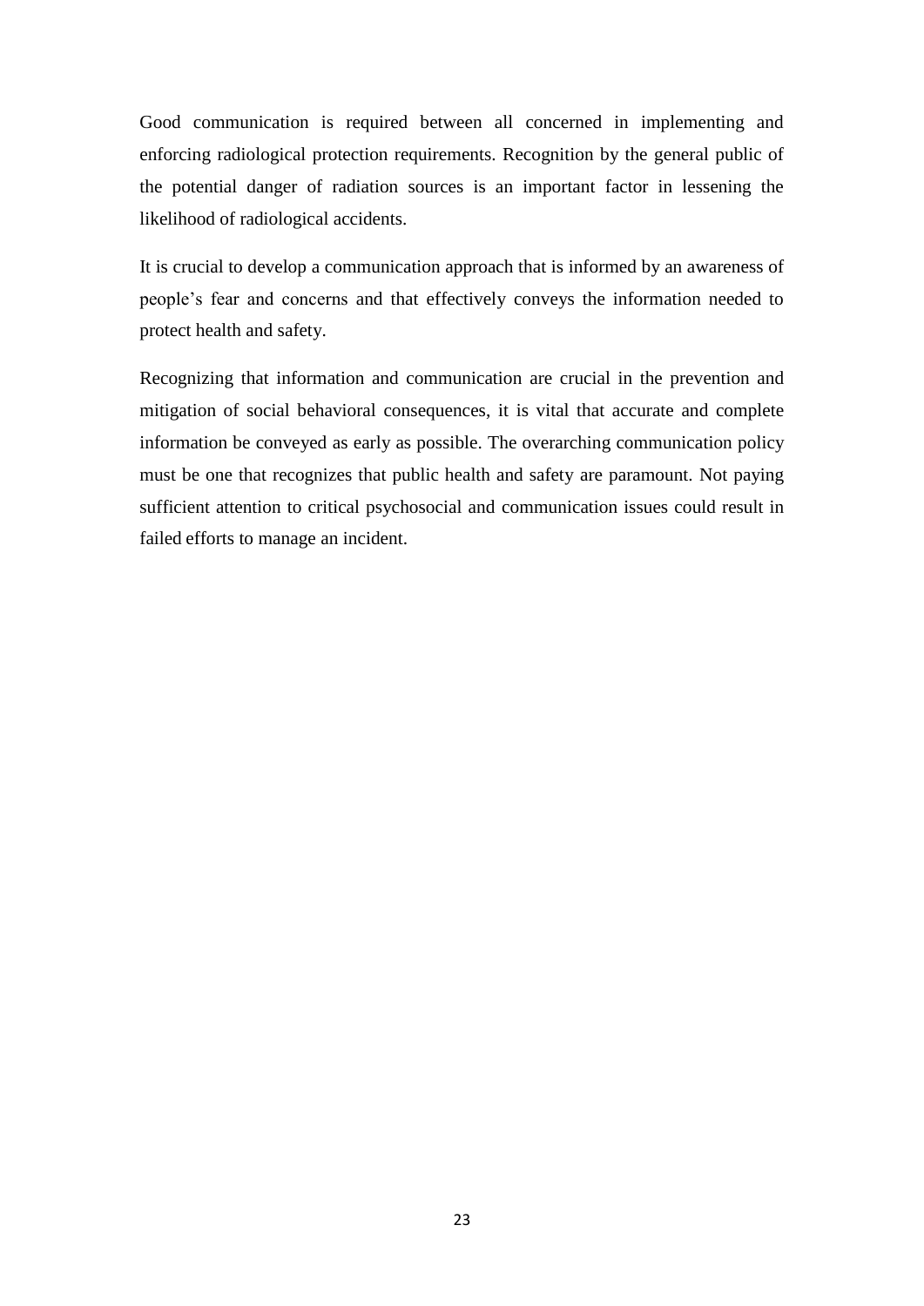Good communication is required between all concerned in implementing and enforcing radiological protection requirements. Recognition by the general public of the potential danger of radiation sources is an important factor in lessening the likelihood of radiological accidents.

It is crucial to develop a communication approach that is informed by an awareness of people's fear and concerns and that effectively conveys the information needed to protect health and safety.

Recognizing that information and communication are crucial in the prevention and mitigation of social behavioral consequences, it is vital that accurate and complete information be conveyed as early as possible. The overarching communication policy must be one that recognizes that public health and safety are paramount. Not paying sufficient attention to critical psychosocial and communication issues could result in failed efforts to manage an incident.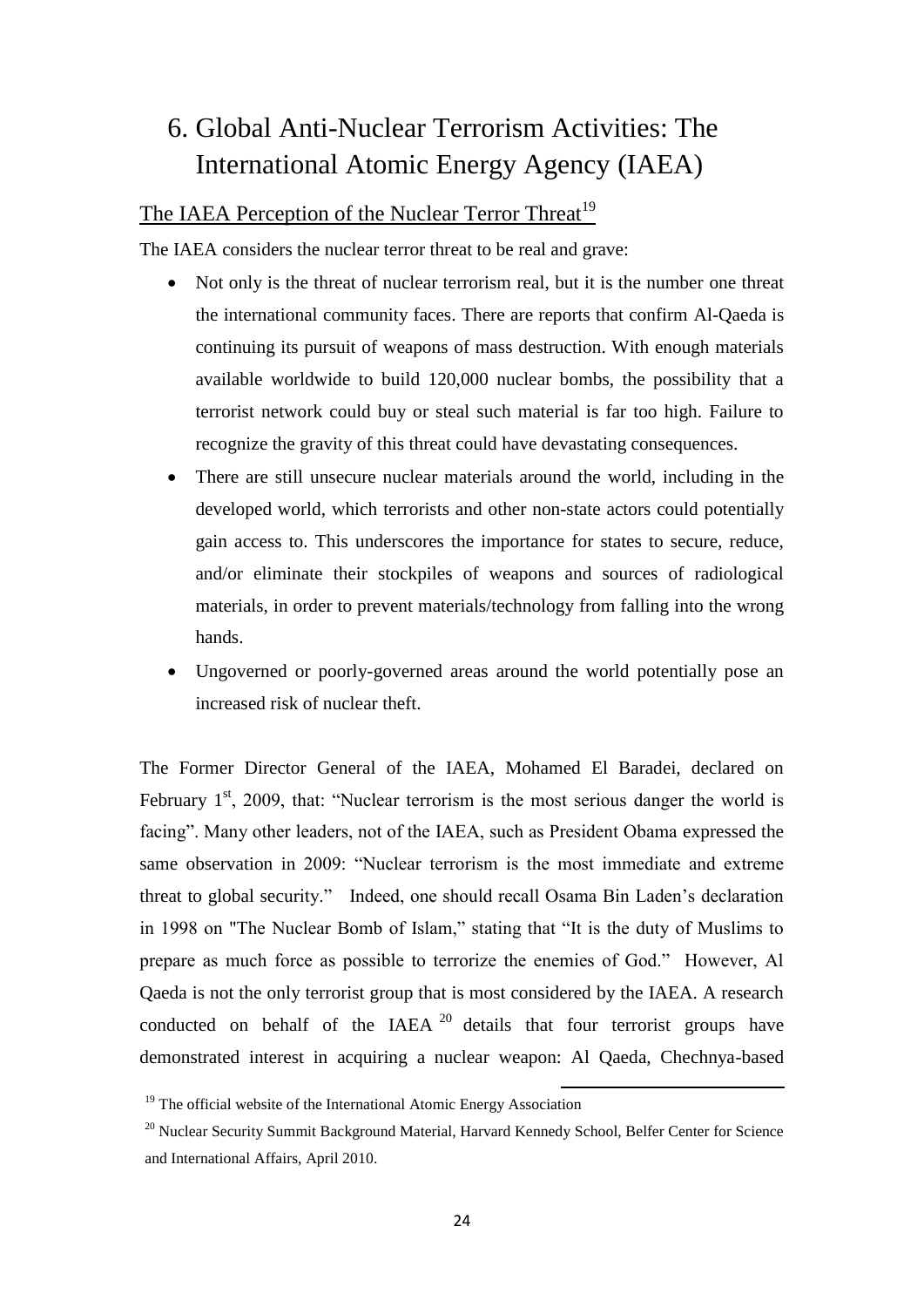# 6. Global Anti-Nuclear Terrorism Activities: The International Atomic Energy Agency (IAEA)

## The IAEA Perception of the Nuclear Terror Threat[19]

The IAEA considers the nuclear terror threat to be real and grave:

- Not only is the threat of nuclear terrorism real, but it is the number one threat the international community faces. There are reports that confirm Al-Qaeda is continuing its pursuit of weapons of mass destruction. With enough materials available worldwide to build 120,000 nuclear bombs, the possibility that a terrorist network could buy or steal such material is far too high. Failure to recognize the gravity of this threat could have devastating consequences.
- There are still unsecure nuclear materials around the world, including in the developed world, which terrorists and other non-state actors could potentially gain access to. This underscores the importance for states to secure, reduce, and/or eliminate their stockpiles of weapons and sources of radiological materials, in order to prevent materials/technology from falling into the wrong hands.
- Ungoverned or poorly-governed areas around the world potentially pose an increased risk of nuclear theft.

The Former Director General of the IAEA, Mohamed El Baradei, declared on February 1st, 2009, that: "Nuclear terrorism is the most serious danger the world is facing". Many other leaders, not of the IAEA, such as President Obama expressed the same observation in 2009: "Nuclear terrorism is the most immediate and extreme threat to global security." Indeed, one should recall Osama Bin Laden's declaration in 1998 on "The Nuclear Bomb of Islam," stating that "It is the duty of Muslims to prepare as much force as possible to terrorize the enemies of God." However, Al Qaeda is not the only terrorist group that is most considered by the IAEA. A research conducted on behalf of the IAEA[20] details that four terrorist groups have demonstrated interest in acquiring a nuclear weapon: Al Qaeda, Chechnya-based

[19] The official website of the International Atomic Energy Association

[20] Nuclear Security Summit Background Material, Harvard Kennedy School, Belfer Center for Science and International Affairs, April 2010.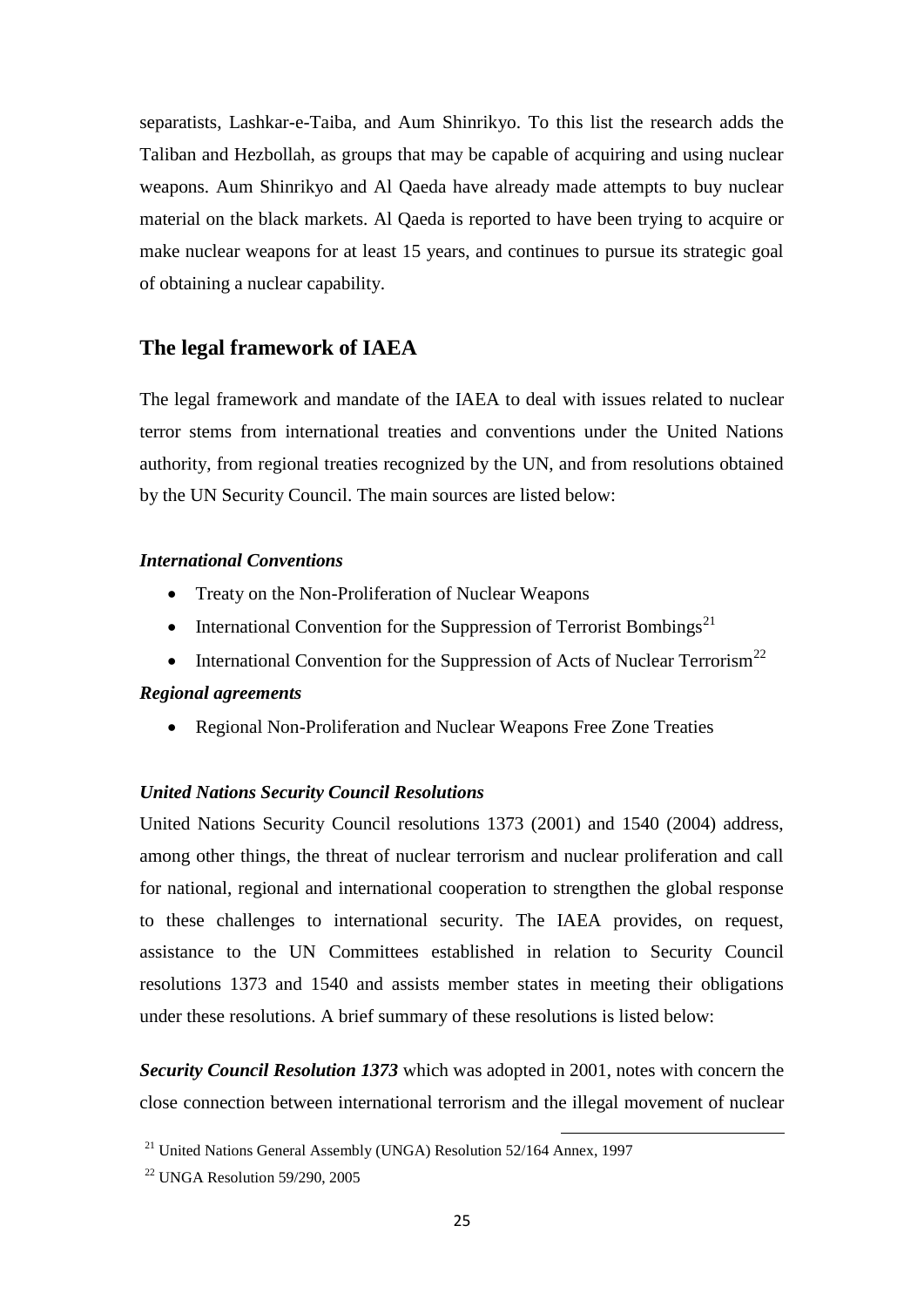separatists, Lashkar-e-Taiba, and Aum Shinrikyo. To this list the research adds the Taliban and Hezbollah, as groups that may be capable of acquiring and using nuclear weapons. Aum Shinrikyo and Al Qaeda have already made attempts to buy nuclear material on the black markets. Al Qaeda is reported to have been trying to acquire or make nuclear weapons for at least 15 years, and continues to pursue its strategic goal of obtaining a nuclear capability.

## The legal framework of IAEA

The legal framework and mandate of the IAEA to deal with issues related to nuclear terror stems from international treaties and conventions under the United Nations authority, from regional treaties recognized by the UN, and from resolutions obtained by the UN Security Council. The main sources are listed below:

***International Conventions***

- Treaty on the Non-Proliferation of Nuclear Weapons
- International Convention for the Suppression of Terrorist Bombings[21]
- International Convention for the Suppression of Acts of Nuclear Terrorism[22]

***Regional agreements***

- Regional Non-Proliferation and Nuclear Weapons Free Zone Treaties

***United Nations Security Council Resolutions***

United Nations Security Council resolutions 1373 (2001) and 1540 (2004) address, among other things, the threat of nuclear terrorism and nuclear proliferation and call for national, regional and international cooperation to strengthen the global response to these challenges to international security. The IAEA provides, on request, assistance to the UN Committees established in relation to Security Council resolutions 1373 and 1540 and assists member states in meeting their obligations under these resolutions. A brief summary of these resolutions is listed below:

***Security Council Resolution 1373*** which was adopted in 2001, notes with concern the close connection between international terrorism and the illegal movement of nuclear

[21] United Nations General Assembly (UNGA) Resolution 52/164 Annex, 1997

[22] UNGA Resolution 59/290, 2005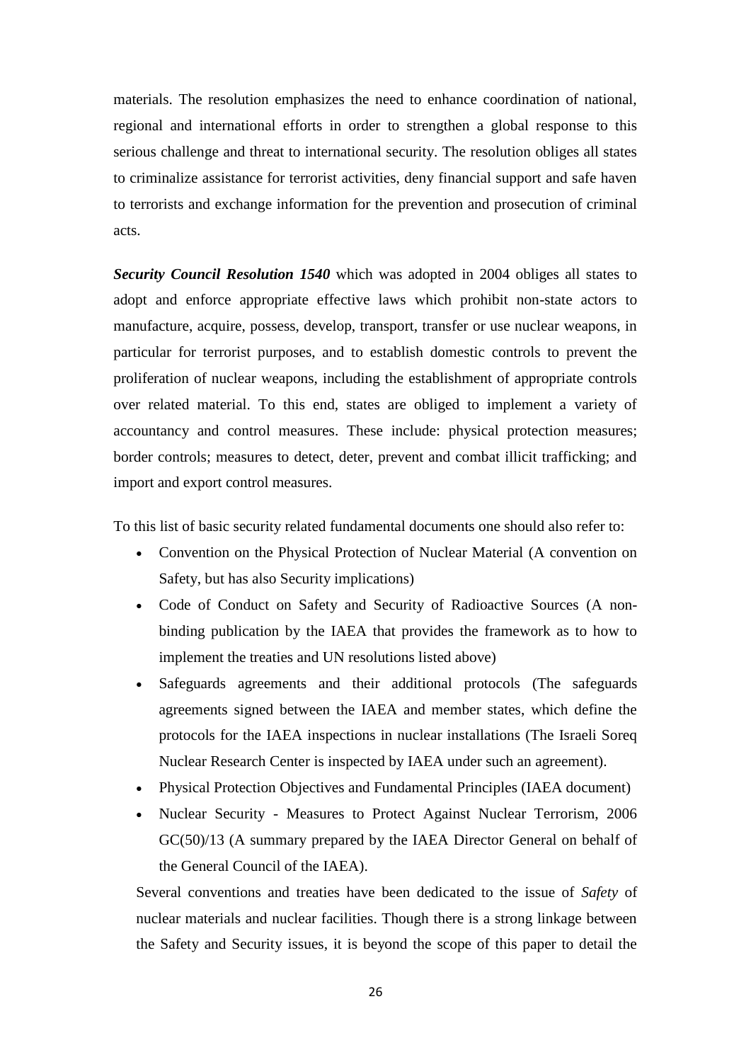materials. The resolution emphasizes the need to enhance coordination of national, regional and international efforts in order to strengthen a global response to this serious challenge and threat to international security. The resolution obliges all states to criminalize assistance for terrorist activities, deny financial support and safe haven to terrorists and exchange information for the prevention and prosecution of criminal acts.

***Security Council Resolution 1540*** which was adopted in 2004 obliges all states to adopt and enforce appropriate effective laws which prohibit non-state actors to manufacture, acquire, possess, develop, transport, transfer or use nuclear weapons, in particular for terrorist purposes, and to establish domestic controls to prevent the proliferation of nuclear weapons, including the establishment of appropriate controls over related material. To this end, states are obliged to implement a variety of accountancy and control measures. These include: physical protection measures; border controls; measures to detect, deter, prevent and combat illicit trafficking; and import and export control measures.

To this list of basic security related fundamental documents one should also refer to:

- Convention on the Physical Protection of Nuclear Material (A convention on Safety, but has also Security implications)
- Code of Conduct on Safety and Security of Radioactive Sources (A non-binding publication by the IAEA that provides the framework as to how to implement the treaties and UN resolutions listed above)
- Safeguards agreements and their additional protocols (The safeguards agreements signed between the IAEA and member states, which define the protocols for the IAEA inspections in nuclear installations (The Israeli Soreq Nuclear Research Center is inspected by IAEA under such an agreement).
- Physical Protection Objectives and Fundamental Principles (IAEA document)
- Nuclear Security - Measures to Protect Against Nuclear Terrorism, 2006 GC(50)/13 (A summary prepared by the IAEA Director General on behalf of the General Council of the IAEA).

Several conventions and treaties have been dedicated to the issue of *Safety* of nuclear materials and nuclear facilities. Though there is a strong linkage between the Safety and Security issues, it is beyond the scope of this paper to detail the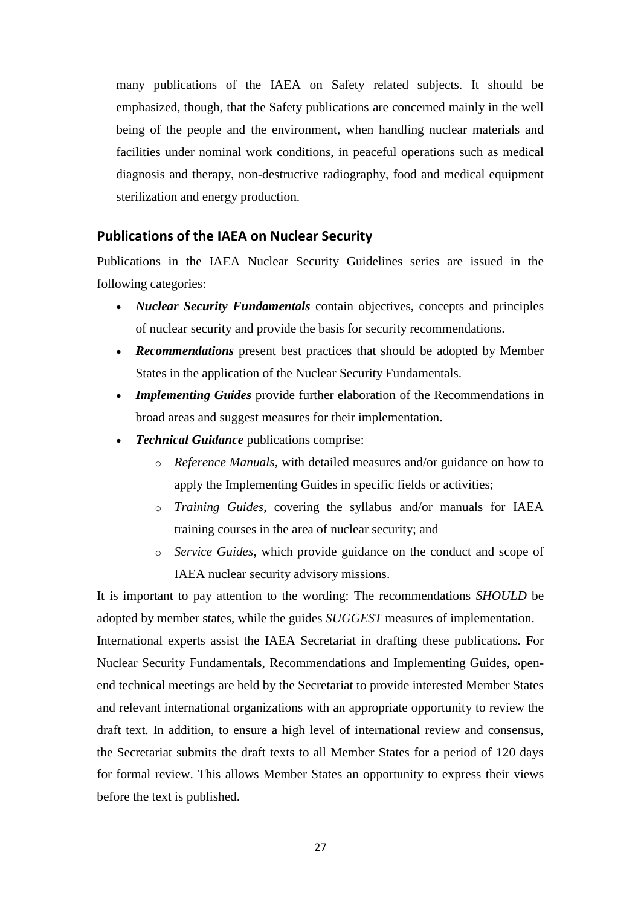many publications of the IAEA on Safety related subjects. It should be emphasized, though, that the Safety publications are concerned mainly in the well being of the people and the environment, when handling nuclear materials and facilities under nominal work conditions, in peaceful operations such as medical diagnosis and therapy, non-destructive radiography, food and medical equipment sterilization and energy production.

## Publications of the IAEA on Nuclear Security

Publications in the IAEA Nuclear Security Guidelines series are issued in the following categories:

- ***Nuclear Security Fundamentals*** contain objectives, concepts and principles of nuclear security and provide the basis for security recommendations.
- ***Recommendations*** present best practices that should be adopted by Member States in the application of the Nuclear Security Fundamentals.
- ***Implementing Guides*** provide further elaboration of the Recommendations in broad areas and suggest measures for their implementation.
- ***Technical Guidance*** publications comprise:
  - *Reference Manuals*, with detailed measures and/or guidance on how to apply the Implementing Guides in specific fields or activities;
  - *Training Guides*, covering the syllabus and/or manuals for IAEA training courses in the area of nuclear security; and
  - *Service Guides*, which provide guidance on the conduct and scope of IAEA nuclear security advisory missions.

It is important to pay attention to the wording: The recommendations *SHOULD* be adopted by member states, while the guides *SUGGEST* measures of implementation.

International experts assist the IAEA Secretariat in drafting these publications. For Nuclear Security Fundamentals, Recommendations and Implementing Guides, open-end technical meetings are held by the Secretariat to provide interested Member States and relevant international organizations with an appropriate opportunity to review the draft text. In addition, to ensure a high level of international review and consensus, the Secretariat submits the draft texts to all Member States for a period of 120 days for formal review. This allows Member States an opportunity to express their views before the text is published.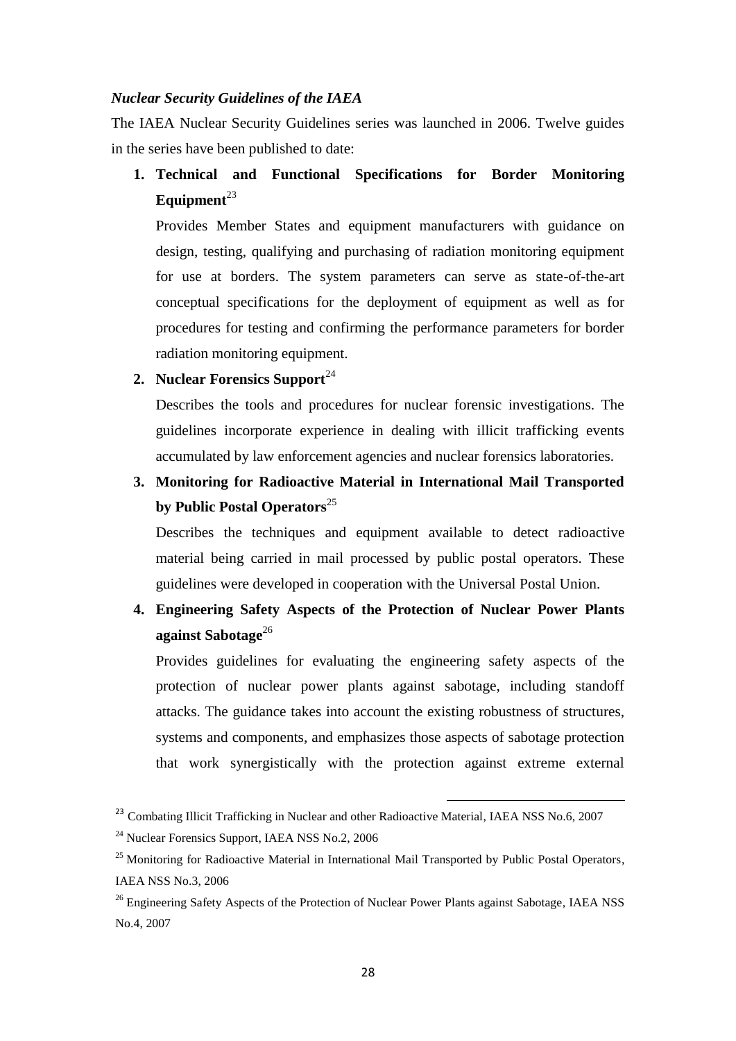***Nuclear Security Guidelines of the IAEA***

The IAEA Nuclear Security Guidelines series was launched in 2006. Twelve guides in the series have been published to date:

1. **Technical and Functional Specifications for Border Monitoring Equipment**[23]

   Provides Member States and equipment manufacturers with guidance on design, testing, qualifying and purchasing of radiation monitoring equipment for use at borders. The system parameters can serve as state-of-the-art conceptual specifications for the deployment of equipment as well as for procedures for testing and confirming the performance parameters for border radiation monitoring equipment.

2. **Nuclear Forensics Support**[24]

   Describes the tools and procedures for nuclear forensic investigations. The guidelines incorporate experience in dealing with illicit trafficking events accumulated by law enforcement agencies and nuclear forensics laboratories.

3. **Monitoring for Radioactive Material in International Mail Transported by Public Postal Operators**[25]

   Describes the techniques and equipment available to detect radioactive material being carried in mail processed by public postal operators. These guidelines were developed in cooperation with the Universal Postal Union.

4. **Engineering Safety Aspects of the Protection of Nuclear Power Plants against Sabotage**[26]

   Provides guidelines for evaluating the engineering safety aspects of the protection of nuclear power plants against sabotage, including standoff attacks. The guidance takes into account the existing robustness of structures, systems and components, and emphasizes those aspects of sabotage protection that work synergistically with the protection against extreme external

---

[23] Combating Illicit Trafficking in Nuclear and other Radioactive Material, IAEA NSS No.6, 2007

[24] Nuclear Forensics Support, IAEA NSS No.2, 2006

[25] Monitoring for Radioactive Material in International Mail Transported by Public Postal Operators, IAEA NSS No.3, 2006

[26] Engineering Safety Aspects of the Protection of Nuclear Power Plants against Sabotage, IAEA NSS No.4, 2007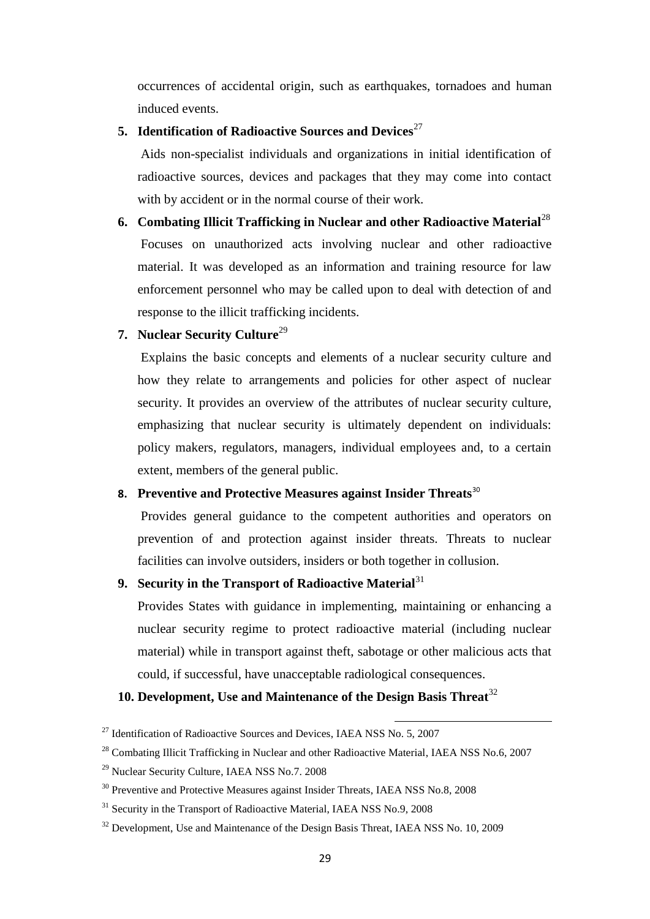occurrences of accidental origin, such as earthquakes, tornadoes and human induced events.

5. **Identification of Radioactive Sources and Devices**[27]

   Aids non-specialist individuals and organizations in initial identification of radioactive sources, devices and packages that they may come into contact with by accident or in the normal course of their work.

6. **Combating Illicit Trafficking in Nuclear and other Radioactive Material**[28]

   Focuses on unauthorized acts involving nuclear and other radioactive material. It was developed as an information and training resource for law enforcement personnel who may be called upon to deal with detection of and response to the illicit trafficking incidents.

7. **Nuclear Security Culture**[29]

   Explains the basic concepts and elements of a nuclear security culture and how they relate to arrangements and policies for other aspect of nuclear security. It provides an overview of the attributes of nuclear security culture, emphasizing that nuclear security is ultimately dependent on individuals: policy makers, regulators, managers, individual employees and, to a certain extent, members of the general public.

8. **Preventive and Protective Measures against Insider Threats**[30]

   Provides general guidance to the competent authorities and operators on prevention of and protection against insider threats. Threats to nuclear facilities can involve outsiders, insiders or both together in collusion.

9. **Security in the Transport of Radioactive Material**[31]

   Provides States with guidance in implementing, maintaining or enhancing a nuclear security regime to protect radioactive material (including nuclear material) while in transport against theft, sabotage or other malicious acts that could, if successful, have unacceptable radiological consequences.

10. **Development, Use and Maintenance of the Design Basis Threat**[32]

---

[27] Identification of Radioactive Sources and Devices, IAEA NSS No. 5, 2007

[28] Combating Illicit Trafficking in Nuclear and other Radioactive Material, IAEA NSS No.6, 2007

[29] Nuclear Security Culture, IAEA NSS No.7. 2008

[30] Preventive and Protective Measures against Insider Threats, IAEA NSS No.8, 2008

[31] Security in the Transport of Radioactive Material, IAEA NSS No.9, 2008

[32] Development, Use and Maintenance of the Design Basis Threat, IAEA NSS No. 10, 2009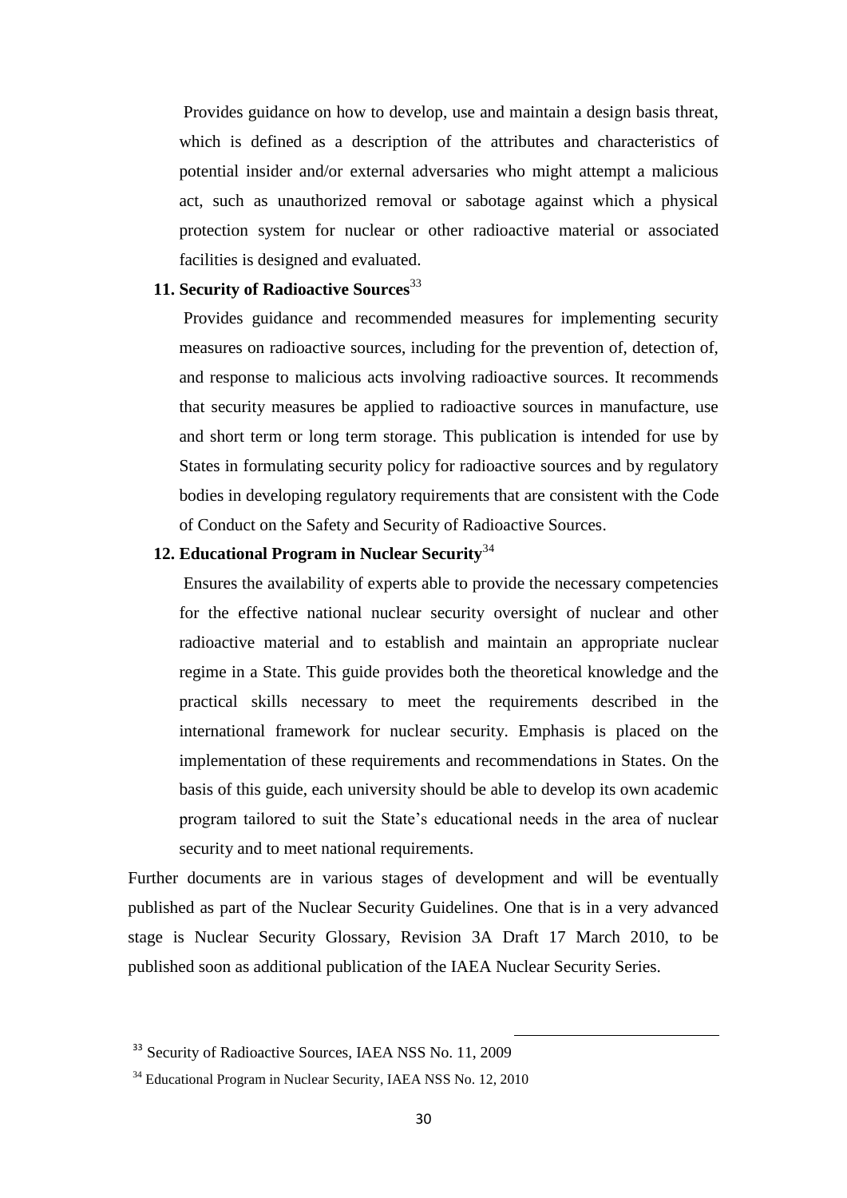Provides guidance on how to develop, use and maintain a design basis threat, which is defined as a description of the attributes and characteristics of potential insider and/or external adversaries who might attempt a malicious act, such as unauthorized removal or sabotage against which a physical protection system for nuclear or other radioactive material or associated facilities is designed and evaluated.

**11. Security of Radioactive Sources**[33]

Provides guidance and recommended measures for implementing security measures on radioactive sources, including for the prevention of, detection of, and response to malicious acts involving radioactive sources. It recommends that security measures be applied to radioactive sources in manufacture, use and short term or long term storage. This publication is intended for use by States in formulating security policy for radioactive sources and by regulatory bodies in developing regulatory requirements that are consistent with the Code of Conduct on the Safety and Security of Radioactive Sources.

**12. Educational Program in Nuclear Security**[34]

Ensures the availability of experts able to provide the necessary competencies for the effective national nuclear security oversight of nuclear and other radioactive material and to establish and maintain an appropriate nuclear regime in a State. This guide provides both the theoretical knowledge and the practical skills necessary to meet the requirements described in the international framework for nuclear security. Emphasis is placed on the implementation of these requirements and recommendations in States. On the basis of this guide, each university should be able to develop its own academic program tailored to suit the State's educational needs in the area of nuclear security and to meet national requirements.

Further documents are in various stages of development and will be eventually published as part of the Nuclear Security Guidelines. One that is in a very advanced stage is Nuclear Security Glossary, Revision 3A Draft 17 March 2010, to be published soon as additional publication of the IAEA Nuclear Security Series.

---

[33] Security of Radioactive Sources, IAEA NSS No. 11, 2009

[34] Educational Program in Nuclear Security, IAEA NSS No. 12, 2010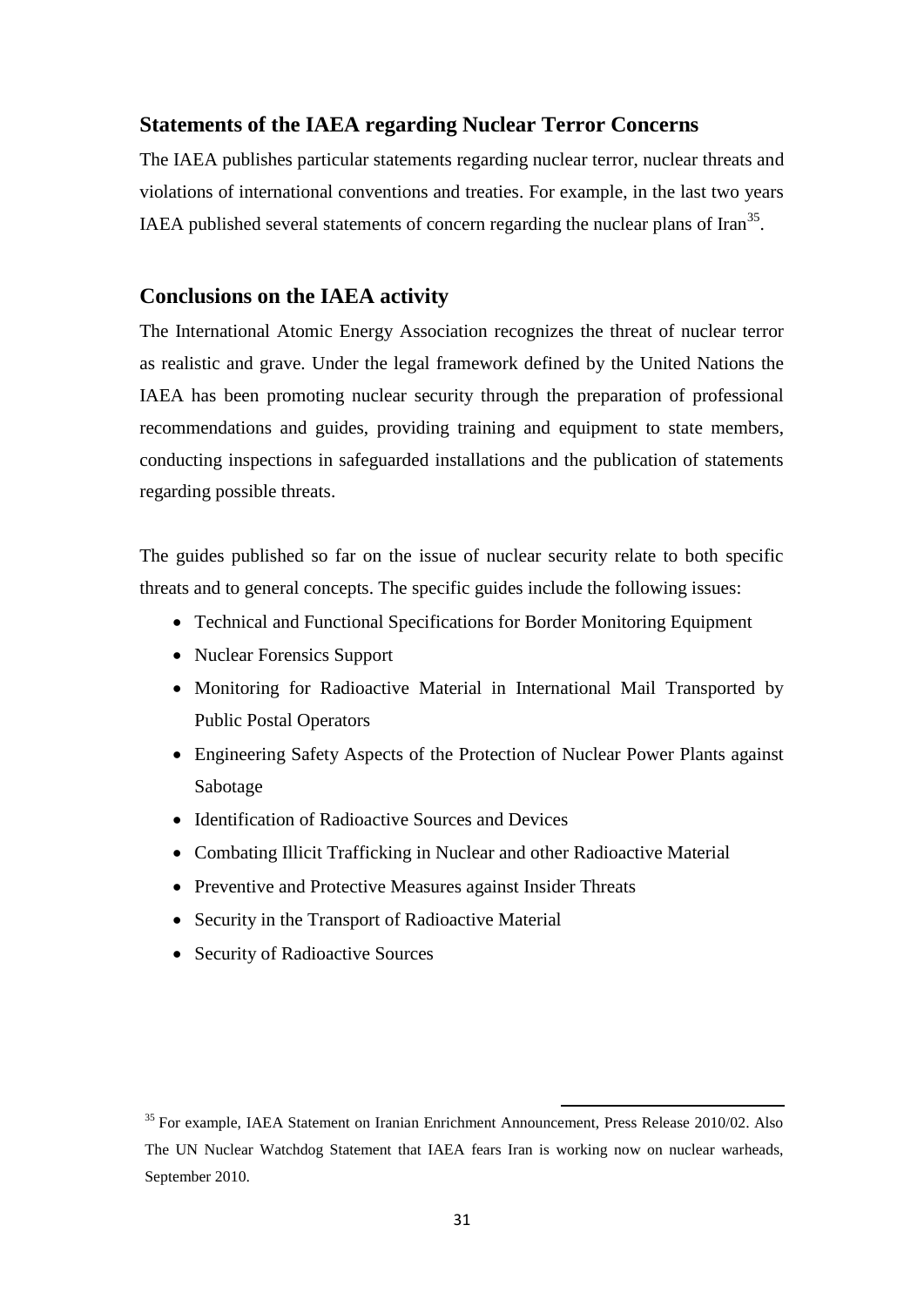## Statements of the IAEA regarding Nuclear Terror Concerns

The IAEA publishes particular statements regarding nuclear terror, nuclear threats and violations of international conventions and treaties. For example, in the last two years IAEA published several statements of concern regarding the nuclear plans of Iran[35].

## Conclusions on the IAEA activity

The International Atomic Energy Association recognizes the threat of nuclear terror as realistic and grave. Under the legal framework defined by the United Nations the IAEA has been promoting nuclear security through the preparation of professional recommendations and guides, providing training and equipment to state members, conducting inspections in safeguarded installations and the publication of statements regarding possible threats.

The guides published so far on the issue of nuclear security relate to both specific threats and to general concepts. The specific guides include the following issues:

- Technical and Functional Specifications for Border Monitoring Equipment
- Nuclear Forensics Support
- Monitoring for Radioactive Material in International Mail Transported by Public Postal Operators
- Engineering Safety Aspects of the Protection of Nuclear Power Plants against Sabotage
- Identification of Radioactive Sources and Devices
- Combating Illicit Trafficking in Nuclear and other Radioactive Material
- Preventive and Protective Measures against Insider Threats
- Security in the Transport of Radioactive Material
- Security of Radioactive Sources

---

[35] For example, IAEA Statement on Iranian Enrichment Announcement, Press Release 2010/02. Also The UN Nuclear Watchdog Statement that IAEA fears Iran is working now on nuclear warheads, September 2010.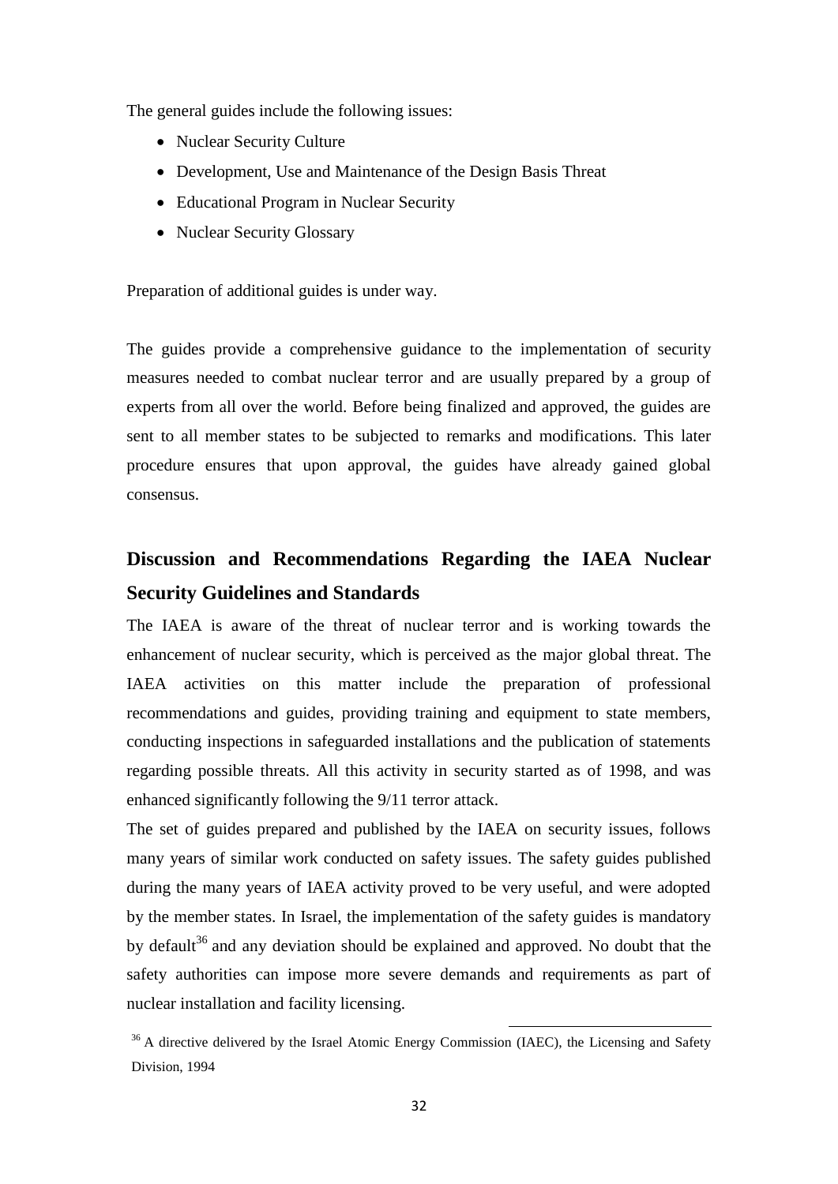The general guides include the following issues:

- Nuclear Security Culture
- Development, Use and Maintenance of the Design Basis Threat
- Educational Program in Nuclear Security
- Nuclear Security Glossary

Preparation of additional guides is under way.

The guides provide a comprehensive guidance to the implementation of security measures needed to combat nuclear terror and are usually prepared by a group of experts from all over the world. Before being finalized and approved, the guides are sent to all member states to be subjected to remarks and modifications. This later procedure ensures that upon approval, the guides have already gained global consensus.

## Discussion and Recommendations Regarding the IAEA Nuclear Security Guidelines and Standards

The IAEA is aware of the threat of nuclear terror and is working towards the enhancement of nuclear security, which is perceived as the major global threat. The IAEA activities on this matter include the preparation of professional recommendations and guides, providing training and equipment to state members, conducting inspections in safeguarded installations and the publication of statements regarding possible threats. All this activity in security started as of 1998, and was enhanced significantly following the 9/11 terror attack.

The set of guides prepared and published by the IAEA on security issues, follows many years of similar work conducted on safety issues. The safety guides published during the many years of IAEA activity proved to be very useful, and were adopted by the member states. In Israel, the implementation of the safety guides is mandatory by default[36] and any deviation should be explained and approved. No doubt that the safety authorities can impose more severe demands and requirements as part of nuclear installation and facility licensing.

[36] A directive delivered by the Israel Atomic Energy Commission (IAEC), the Licensing and Safety Division, 1994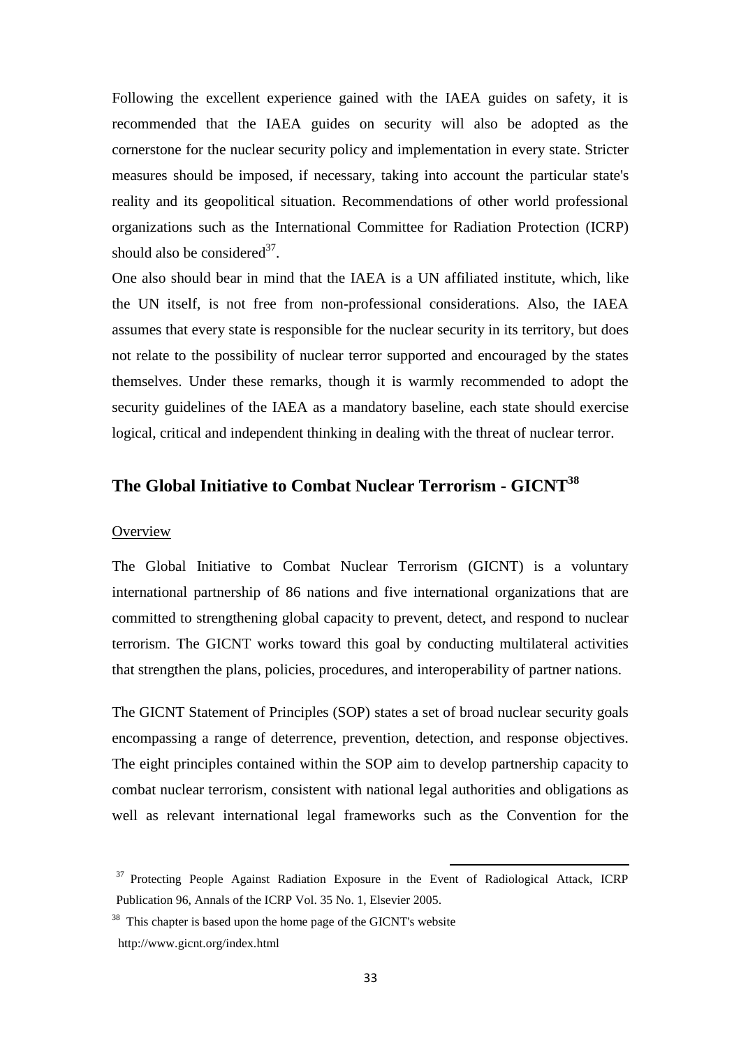Following the excellent experience gained with the IAEA guides on safety, it is recommended that the IAEA guides on security will also be adopted as the cornerstone for the nuclear security policy and implementation in every state. Stricter measures should be imposed, if necessary, taking into account the particular state's reality and its geopolitical situation. Recommendations of other world professional organizations such as the International Committee for Radiation Protection (ICRP) should also be considered[37].

One also should bear in mind that the IAEA is a UN affiliated institute, which, like the UN itself, is not free from non-professional considerations. Also, the IAEA assumes that every state is responsible for the nuclear security in its territory, but does not relate to the possibility of nuclear terror supported and encouraged by the states themselves. Under these remarks, though it is warmly recommended to adopt the security guidelines of the IAEA as a mandatory baseline, each state should exercise logical, critical and independent thinking in dealing with the threat of nuclear terror.

## The Global Initiative to Combat Nuclear Terrorism - GICNT[38]

Overview

The Global Initiative to Combat Nuclear Terrorism (GICNT) is a voluntary international partnership of 86 nations and five international organizations that are committed to strengthening global capacity to prevent, detect, and respond to nuclear terrorism. The GICNT works toward this goal by conducting multilateral activities that strengthen the plans, policies, procedures, and interoperability of partner nations.

The GICNT Statement of Principles (SOP) states a set of broad nuclear security goals encompassing a range of deterrence, prevention, detection, and response objectives. The eight principles contained within the SOP aim to develop partnership capacity to combat nuclear terrorism, consistent with national legal authorities and obligations as well as relevant international legal frameworks such as the Convention for the

---

[37] Protecting People Against Radiation Exposure in the Event of Radiological Attack, ICRP Publication 96, Annals of the ICRP Vol. 35 No. 1, Elsevier 2005.

[38] This chapter is based upon the home page of the GICNT's website http://www.gicnt.org/index.html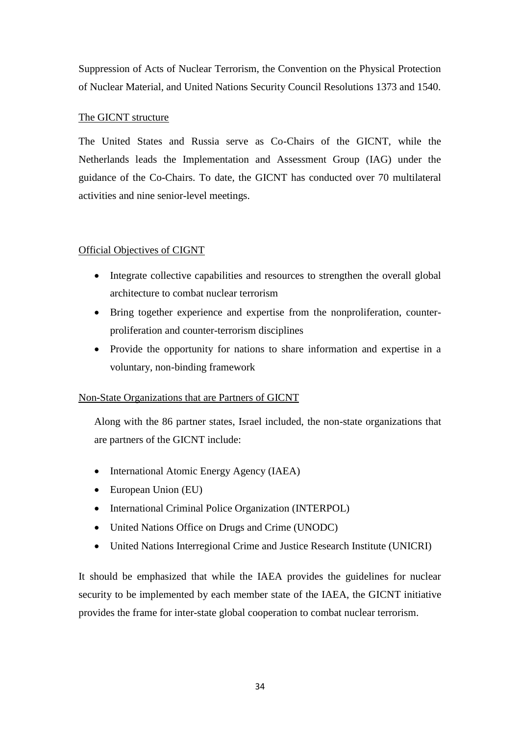Suppression of Acts of Nuclear Terrorism, the Convention on the Physical Protection of Nuclear Material, and United Nations Security Council Resolutions 1373 and 1540.

The GICNT structure

The United States and Russia serve as Co-Chairs of the GICNT, while the Netherlands leads the Implementation and Assessment Group (IAG) under the guidance of the Co-Chairs. To date, the GICNT has conducted over 70 multilateral activities and nine senior-level meetings.

Official Objectives of CIGNT

- Integrate collective capabilities and resources to strengthen the overall global architecture to combat nuclear terrorism
- Bring together experience and expertise from the nonproliferation, counter-proliferation and counter-terrorism disciplines
- Provide the opportunity for nations to share information and expertise in a voluntary, non-binding framework

Non-State Organizations that are Partners of GICNT

Along with the 86 partner states, Israel included, the non-state organizations that are partners of the GICNT include:

- International Atomic Energy Agency (IAEA)
- European Union (EU)
- International Criminal Police Organization (INTERPOL)
- United Nations Office on Drugs and Crime (UNODC)
- United Nations Interregional Crime and Justice Research Institute (UNICRI)

It should be emphasized that while the IAEA provides the guidelines for nuclear security to be implemented by each member state of the IAEA, the GICNT initiative provides the frame for inter-state global cooperation to combat nuclear terrorism.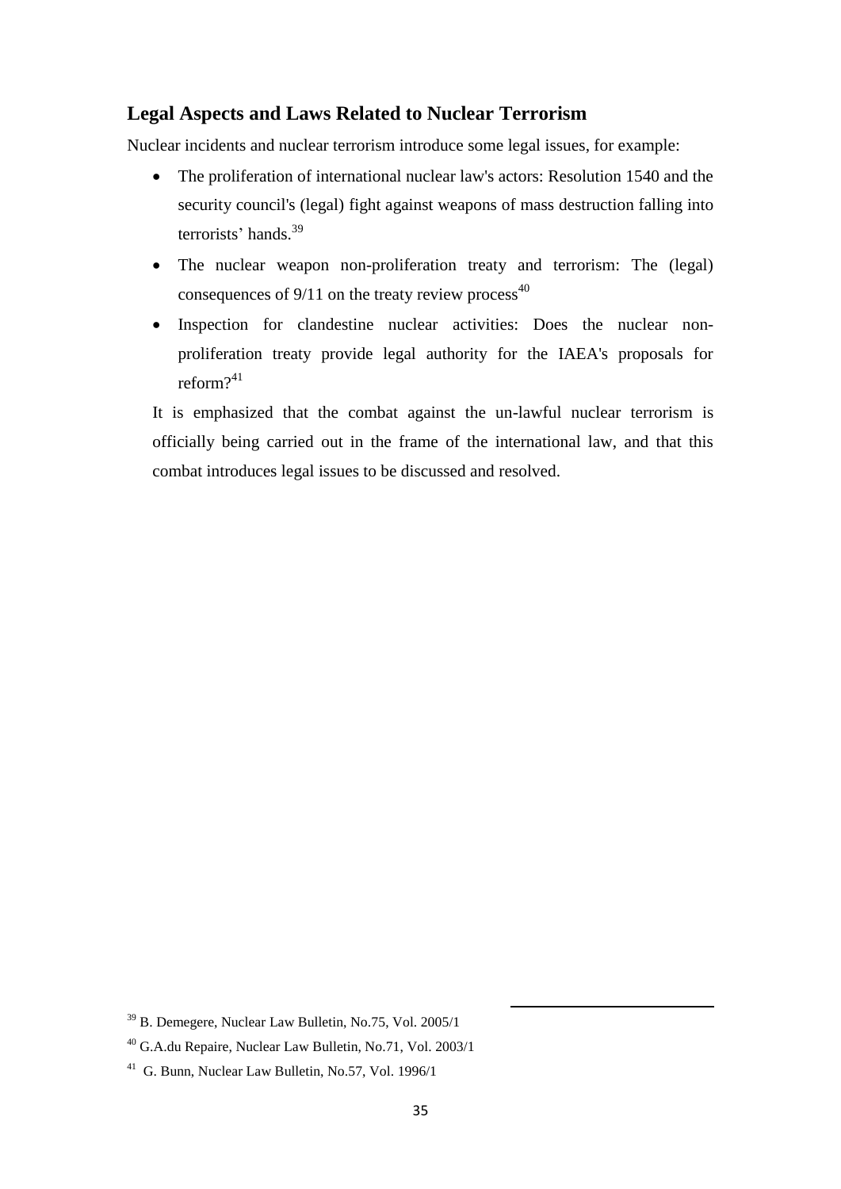## Legal Aspects and Laws Related to Nuclear Terrorism

Nuclear incidents and nuclear terrorism introduce some legal issues, for example:

- The proliferation of international nuclear law's actors: Resolution 1540 and the security council's (legal) fight against weapons of mass destruction falling into terrorists' hands.[39]
- The nuclear weapon non-proliferation treaty and terrorism: The (legal) consequences of 9/11 on the treaty review process[40]
- Inspection for clandestine nuclear activities: Does the nuclear non-proliferation treaty provide legal authority for the IAEA's proposals for reform?[41]

It is emphasized that the combat against the un-lawful nuclear terrorism is officially being carried out in the frame of the international law, and that this combat introduces legal issues to be discussed and resolved.

---

[39] B. Demegere, Nuclear Law Bulletin, No.75, Vol. 2005/1

[40] G.A.du Repaire, Nuclear Law Bulletin, No.71, Vol. 2003/1

[41] G. Bunn, Nuclear Law Bulletin, No.57, Vol. 1996/1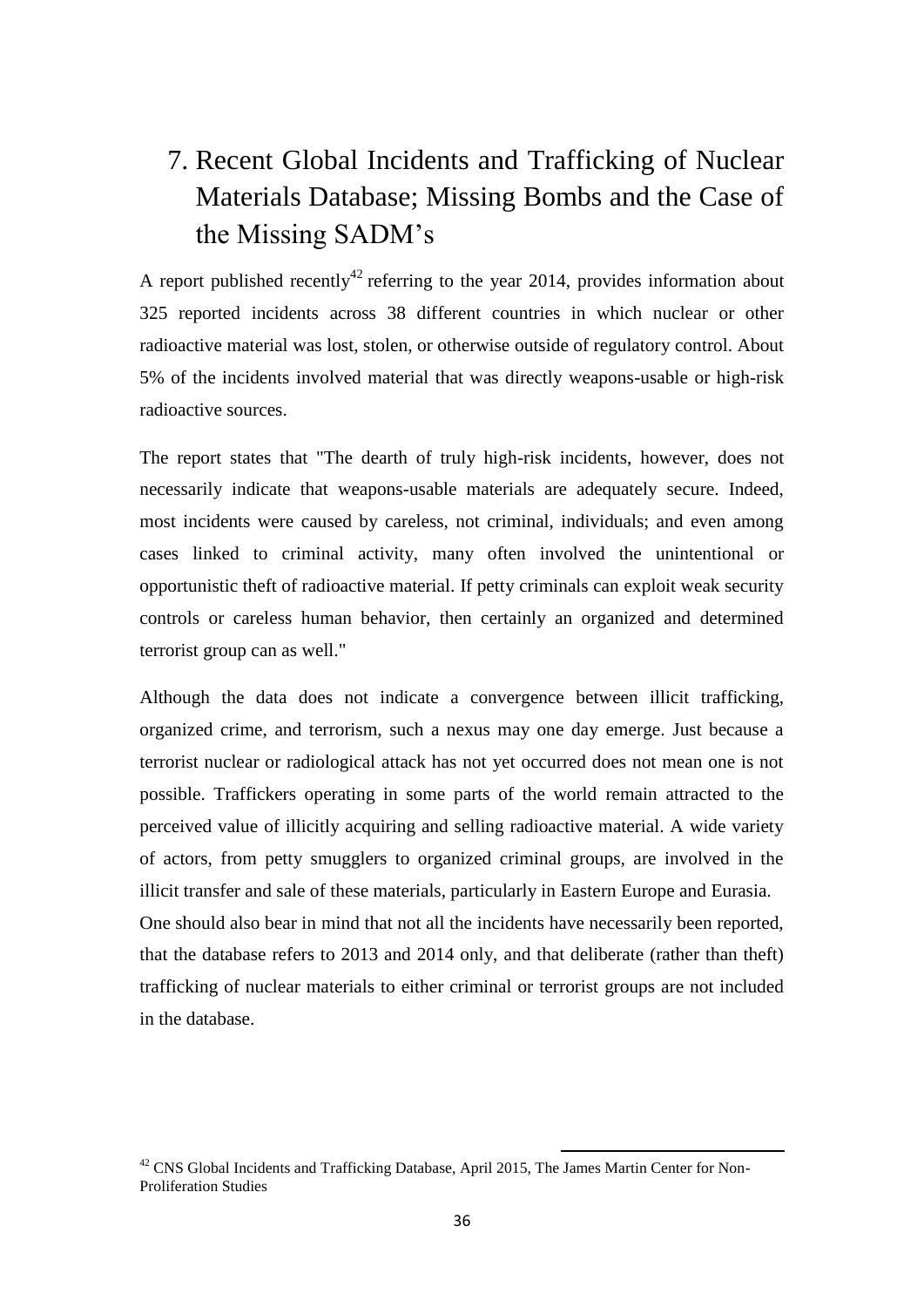# 7. Recent Global Incidents and Trafficking of Nuclear Materials Database; Missing Bombs and the Case of the Missing SADM's

A report published recently[42] referring to the year 2014, provides information about 325 reported incidents across 38 different countries in which nuclear or other radioactive material was lost, stolen, or otherwise outside of regulatory control. About 5% of the incidents involved material that was directly weapons-usable or high-risk radioactive sources.

The report states that "The dearth of truly high-risk incidents, however, does not necessarily indicate that weapons-usable materials are adequately secure. Indeed, most incidents were caused by careless, not criminal, individuals; and even among cases linked to criminal activity, many often involved the unintentional or opportunistic theft of radioactive material. If petty criminals can exploit weak security controls or careless human behavior, then certainly an organized and determined terrorist group can as well."

Although the data does not indicate a convergence between illicit trafficking, organized crime, and terrorism, such a nexus may one day emerge. Just because a terrorist nuclear or radiological attack has not yet occurred does not mean one is not possible. Traffickers operating in some parts of the world remain attracted to the perceived value of illicitly acquiring and selling radioactive material. A wide variety of actors, from petty smugglers to organized criminal groups, are involved in the illicit transfer and sale of these materials, particularly in Eastern Europe and Eurasia.
One should also bear in mind that not all the incidents have necessarily been reported, that the database refers to 2013 and 2014 only, and that deliberate (rather than theft) trafficking of nuclear materials to either criminal or terrorist groups are not included in the database.

[42] CNS Global Incidents and Trafficking Database, April 2015, The James Martin Center for Non-Proliferation Studies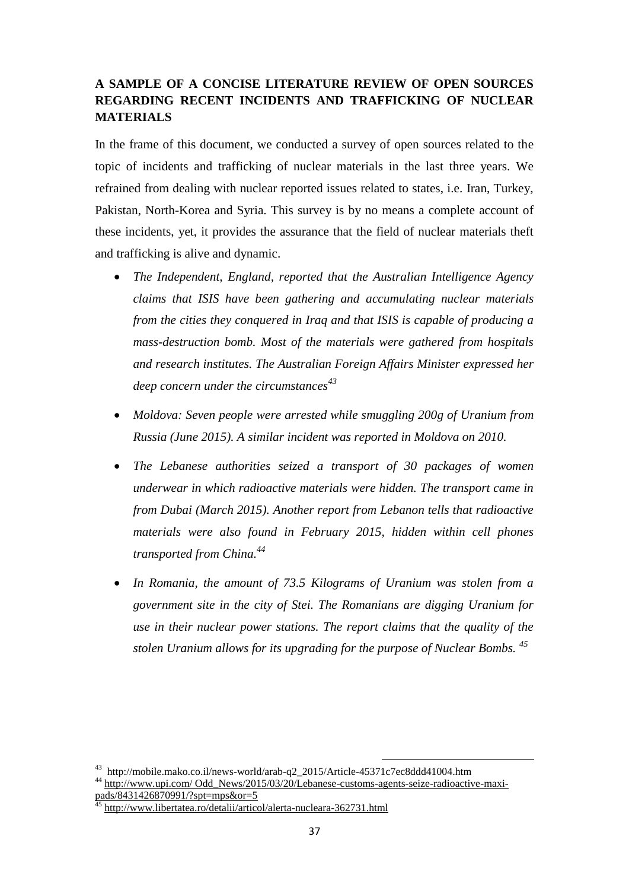**A SAMPLE OF A CONCISE LITERATURE REVIEW OF OPEN SOURCES REGARDING RECENT INCIDENTS AND TRAFFICKING OF NUCLEAR MATERIALS**

In the frame of this document, we conducted a survey of open sources related to the topic of incidents and trafficking of nuclear materials in the last three years. We refrained from dealing with nuclear reported issues related to states, i.e. Iran, Turkey, Pakistan, North-Korea and Syria. This survey is by no means a complete account of these incidents, yet, it provides the assurance that the field of nuclear materials theft and trafficking is alive and dynamic.

- *The Independent, England, reported that the Australian Intelligence Agency claims that ISIS have been gathering and accumulating nuclear materials from the cities they conquered in Iraq and that ISIS is capable of producing a mass-destruction bomb. Most of the materials were gathered from hospitals and research institutes. The Australian Foreign Affairs Minister expressed her deep concern under the circumstances*[43]
- *Moldova: Seven people were arrested while smuggling 200g of Uranium from Russia (June 2015). A similar incident was reported in Moldova on 2010.*
- *The Lebanese authorities seized a transport of 30 packages of women underwear in which radioactive materials were hidden. The transport came in from Dubai (March 2015). Another report from Lebanon tells that radioactive materials were also found in February 2015, hidden within cell phones transported from China.*[44]
- *In Romania, the amount of 73.5 Kilograms of Uranium was stolen from a government site in the city of Stei. The Romanians are digging Uranium for use in their nuclear power stations. The report claims that the quality of the stolen Uranium allows for its upgrading for the purpose of Nuclear Bombs.* [45]

---

[43] http://mobile.mako.co.il/news-world/arab-q2_2015/Article-45371c7ec8ddd41004.htm

[44] http://www.upi.com/ Odd_News/2015/03/20/Lebanese-customs-agents-seize-radioactive-maxi-pads/8431426870991/?spt=mps&or=5

[45] http://www.libertatea.ro/detalii/articol/alerta-nucleara-362731.html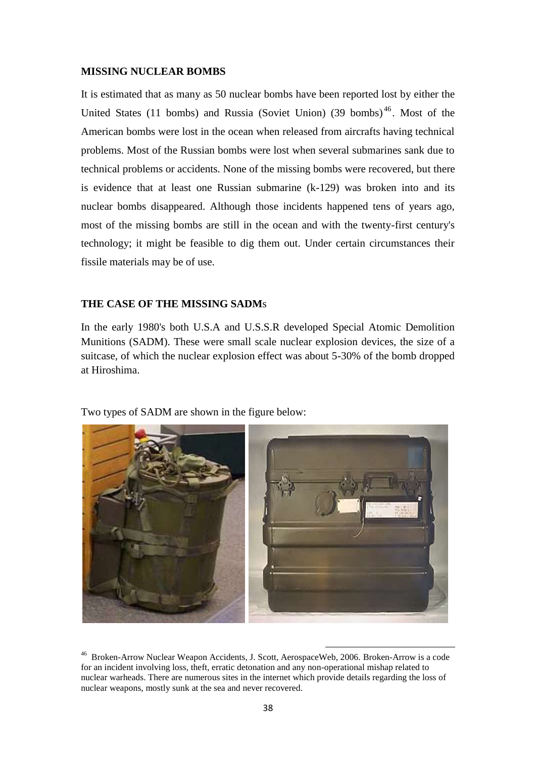## MISSING NUCLEAR BOMBS

It is estimated that as many as 50 nuclear bombs have been reported lost by either the United States (11 bombs) and Russia (Soviet Union) (39 bombs)[46]. Most of the American bombs were lost in the ocean when released from aircrafts having technical problems. Most of the Russian bombs were lost when several submarines sank due to technical problems or accidents. None of the missing bombs were recovered, but there is evidence that at least one Russian submarine (k-129) was broken into and its nuclear bombs disappeared. Although those incidents happened tens of years ago, most of the missing bombs are still in the ocean and with the twenty-first century's technology; it might be feasible to dig them out. Under certain circumstances their fissile materials may be of use.

## THE CASE OF THE MISSING SADMs

In the early 1980's both U.S.A and U.S.S.R developed Special Atomic Demolition Munitions (SADM). These were small scale nuclear explosion devices, the size of a suitcase, of which the nuclear explosion effect was about 5-30% of the bomb dropped at Hiroshima.

Two types of SADM are shown in the figure below:

[46] Broken-Arrow Nuclear Weapon Accidents, J. Scott, AerospaceWeb, 2006. Broken-Arrow is a code for an incident involving loss, theft, erratic detonation and any non-operational mishap related to nuclear warheads. There are numerous sites in the internet which provide details regarding the loss of nuclear weapons, mostly sunk at the sea and never recovered.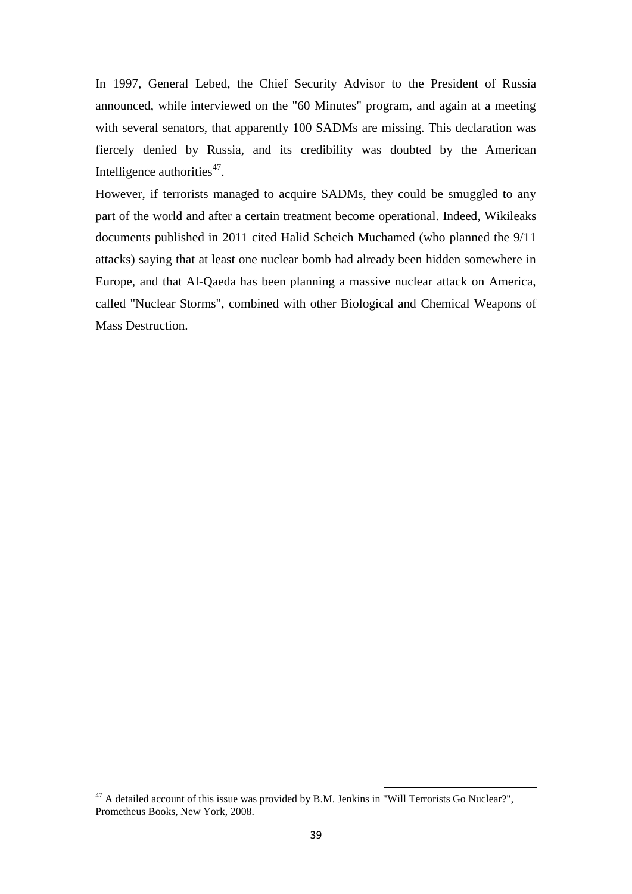In 1997, General Lebed, the Chief Security Advisor to the President of Russia announced, while interviewed on the "60 Minutes" program, and again at a meeting with several senators, that apparently 100 SADMs are missing. This declaration was fiercely denied by Russia, and its credibility was doubted by the American Intelligence authorities[47].

However, if terrorists managed to acquire SADMs, they could be smuggled to any part of the world and after a certain treatment become operational. Indeed, Wikileaks documents published in 2011 cited Halid Scheich Muchamed (who planned the 9/11 attacks) saying that at least one nuclear bomb had already been hidden somewhere in Europe, and that Al-Qaeda has been planning a massive nuclear attack on America, called "Nuclear Storms", combined with other Biological and Chemical Weapons of Mass Destruction.

---

[47] A detailed account of this issue was provided by B.M. Jenkins in "Will Terrorists Go Nuclear?", Prometheus Books, New York, 2008.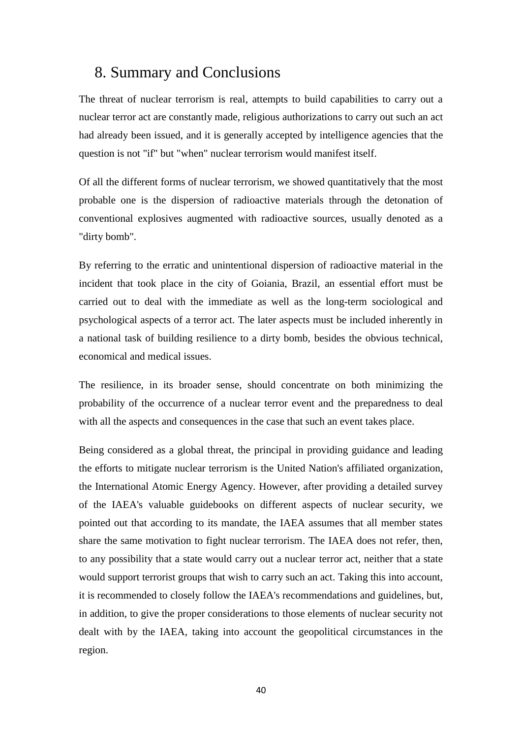## 8. Summary and Conclusions

The threat of nuclear terrorism is real, attempts to build capabilities to carry out a nuclear terror act are constantly made, religious authorizations to carry out such an act had already been issued, and it is generally accepted by intelligence agencies that the question is not "if" but "when" nuclear terrorism would manifest itself.

Of all the different forms of nuclear terrorism, we showed quantitatively that the most probable one is the dispersion of radioactive materials through the detonation of conventional explosives augmented with radioactive sources, usually denoted as a "dirty bomb".

By referring to the erratic and unintentional dispersion of radioactive material in the incident that took place in the city of Goiania, Brazil, an essential effort must be carried out to deal with the immediate as well as the long-term sociological and psychological aspects of a terror act. The later aspects must be included inherently in a national task of building resilience to a dirty bomb, besides the obvious technical, economical and medical issues.

The resilience, in its broader sense, should concentrate on both minimizing the probability of the occurrence of a nuclear terror event and the preparedness to deal with all the aspects and consequences in the case that such an event takes place.

Being considered as a global threat, the principal in providing guidance and leading the efforts to mitigate nuclear terrorism is the United Nation's affiliated organization, the International Atomic Energy Agency. However, after providing a detailed survey of the IAEA's valuable guidebooks on different aspects of nuclear security, we pointed out that according to its mandate, the IAEA assumes that all member states share the same motivation to fight nuclear terrorism. The IAEA does not refer, then, to any possibility that a state would carry out a nuclear terror act, neither that a state would support terrorist groups that wish to carry such an act. Taking this into account, it is recommended to closely follow the IAEA's recommendations and guidelines, but, in addition, to give the proper considerations to those elements of nuclear security not dealt with by the IAEA, taking into account the geopolitical circumstances in the region.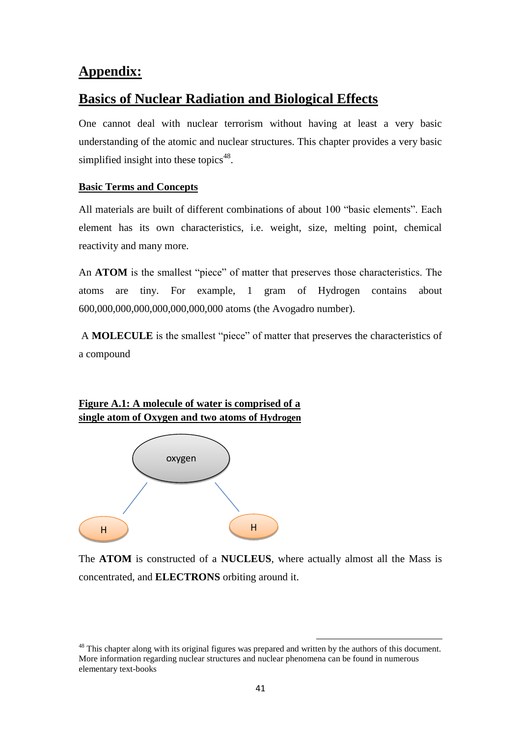# Appendix:

# Basics of Nuclear Radiation and Biological Effects

One cannot deal with nuclear terrorism without having at least a very basic understanding of the atomic and nuclear structures. This chapter provides a very basic simplified insight into these topics[48].

### Basic Terms and Concepts

All materials are built of different combinations of about 100 "basic elements". Each element has its own characteristics, i.e. weight, size, melting point, chemical reactivity and many more.

An **ATOM** is the smallest "piece" of matter that preserves those characteristics. The atoms are tiny. For example, 1 gram of Hydrogen contains about 600,000,000,000,000,000,000,000 atoms (the Avogadro number).

A **MOLECULE** is the smallest "piece" of matter that preserves the characteristics of a compound

**Figure A.1: A molecule of water is comprised of a single atom of Oxygen and two atoms of Hydrogen**

oxygen

H H

The **ATOM** is constructed of a **NUCLEUS**, where actually almost all the Mass is concentrated, and **ELECTRONS** orbiting around it.

---

[48] This chapter along with its original figures was prepared and written by the authors of this document. More information regarding nuclear structures and nuclear phenomena can be found in numerous elementary text-books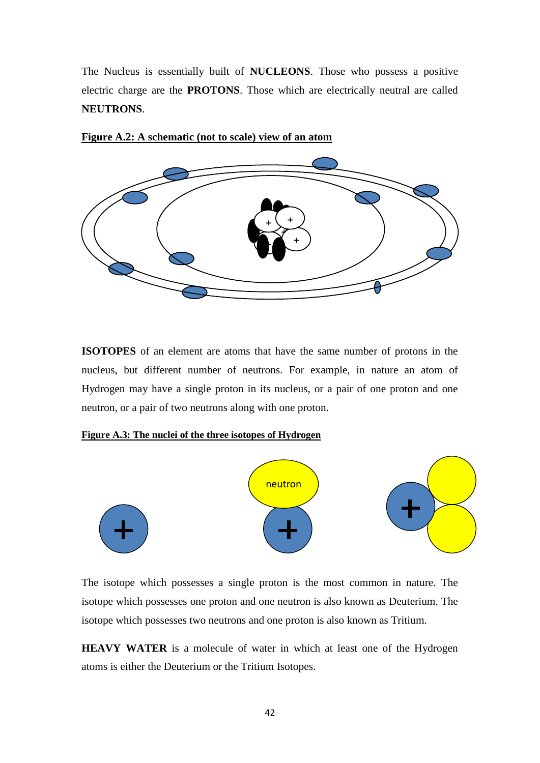The Nucleus is essentially built of **NUCLEONS**. Those who possess a positive electric charge are the **PROTONS**. Those which are electrically neutral are called **NEUTRONS**.

**Figure A.2: A schematic (not to scale) view of an atom**

**ISOTOPES** of an element are atoms that have the same number of protons in the nucleus, but different number of neutrons. For example, in nature an atom of Hydrogen may have a single proton in its nucleus, or a pair of one proton and one neutron, or a pair of two neutrons along with one proton.

**Figure A.3: The nuclei of the three isotopes of Hydrogen**

The isotope which possesses a single proton is the most common in nature. The isotope which possesses one proton and one neutron is also known as Deuterium. The isotope which possesses two neutrons and one proton is also known as Tritium.

**HEAVY WATER** is a molecule of water in which at least one of the Hydrogen atoms is either the Deuterium or the Tritium Isotopes.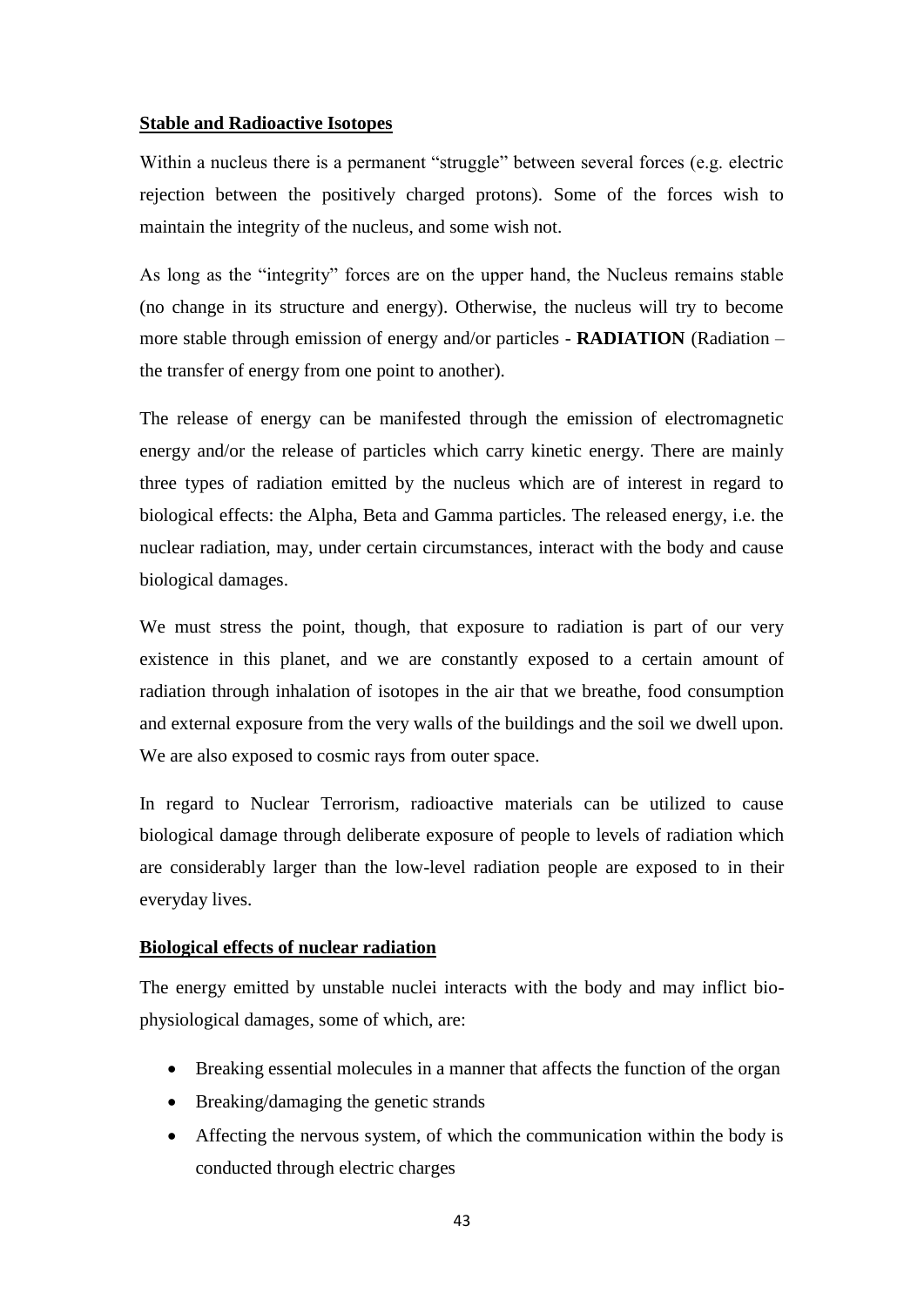**Stable and Radioactive Isotopes**

Within a nucleus there is a permanent "struggle" between several forces (e.g. electric rejection between the positively charged protons). Some of the forces wish to maintain the integrity of the nucleus, and some wish not.

As long as the "integrity" forces are on the upper hand, the Nucleus remains stable (no change in its structure and energy). Otherwise, the nucleus will try to become more stable through emission of energy and/or particles - **RADIATION** (Radiation – the transfer of energy from one point to another).

The release of energy can be manifested through the emission of electromagnetic energy and/or the release of particles which carry kinetic energy. There are mainly three types of radiation emitted by the nucleus which are of interest in regard to biological effects: the Alpha, Beta and Gamma particles. The released energy, i.e. the nuclear radiation, may, under certain circumstances, interact with the body and cause biological damages.

We must stress the point, though, that exposure to radiation is part of our very existence in this planet, and we are constantly exposed to a certain amount of radiation through inhalation of isotopes in the air that we breathe, food consumption and external exposure from the very walls of the buildings and the soil we dwell upon. We are also exposed to cosmic rays from outer space.

In regard to Nuclear Terrorism, radioactive materials can be utilized to cause biological damage through deliberate exposure of people to levels of radiation which are considerably larger than the low-level radiation people are exposed to in their everyday lives.

**Biological effects of nuclear radiation**

The energy emitted by unstable nuclei interacts with the body and may inflict bio-physiological damages, some of which, are:

- Breaking essential molecules in a manner that affects the function of the organ
- Breaking/damaging the genetic strands
- Affecting the nervous system, of which the communication within the body is conducted through electric charges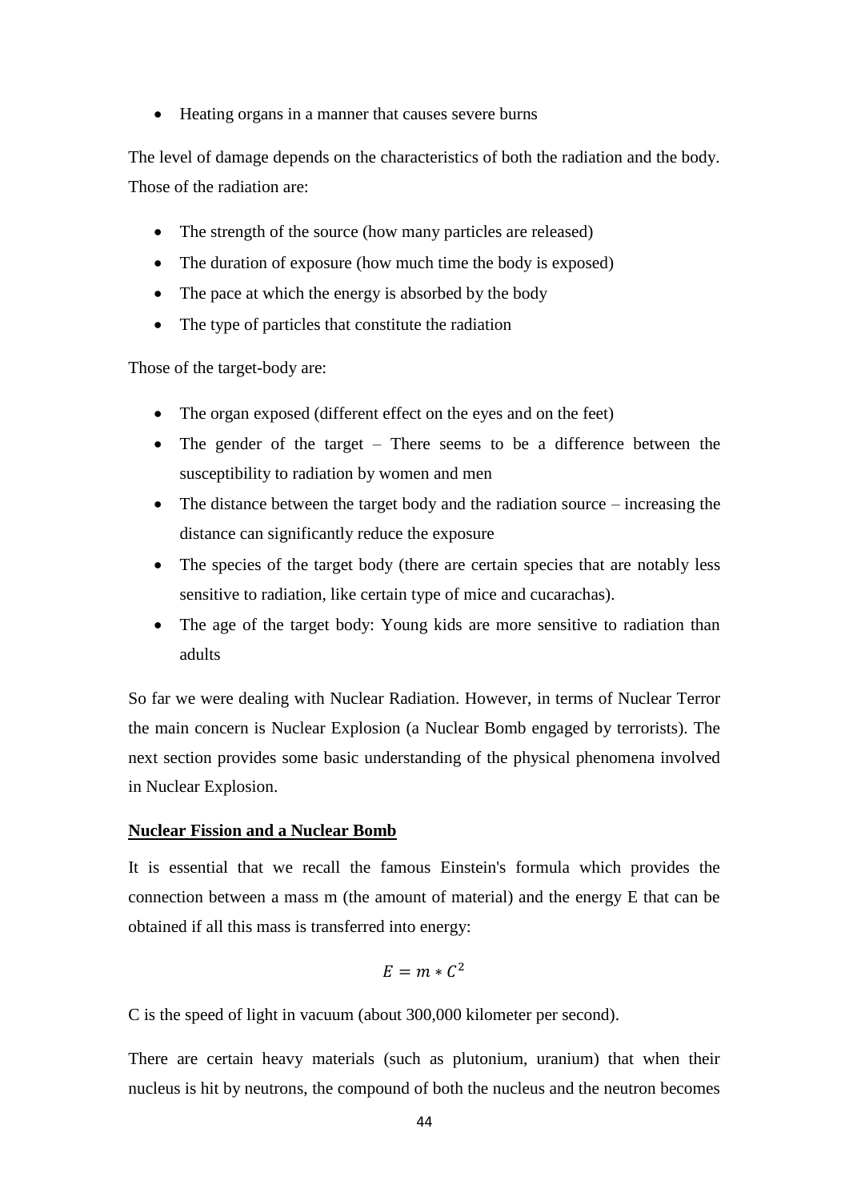- Heating organs in a manner that causes severe burns

The level of damage depends on the characteristics of both the radiation and the body. Those of the radiation are:

- The strength of the source (how many particles are released)
- The duration of exposure (how much time the body is exposed)
- The pace at which the energy is absorbed by the body
- The type of particles that constitute the radiation

Those of the target-body are:

- The organ exposed (different effect on the eyes and on the feet)
- The gender of the target – There seems to be a difference between the susceptibility to radiation by women and men
- The distance between the target body and the radiation source – increasing the distance can significantly reduce the exposure
- The species of the target body (there are certain species that are notably less sensitive to radiation, like certain type of mice and cucarachas).
- The age of the target body: Young kids are more sensitive to radiation than adults

So far we were dealing with Nuclear Radiation. However, in terms of Nuclear Terror the main concern is Nuclear Explosion (a Nuclear Bomb engaged by terrorists). The next section provides some basic understanding of the physical phenomena involved in Nuclear Explosion.

**Nuclear Fission and a Nuclear Bomb**

It is essential that we recall the famous Einstein's formula which provides the connection between a mass m (the amount of material) and the energy E that can be obtained if all this mass is transferred into energy:

$$E = m * C^2$$

C is the speed of light in vacuum (about 300,000 kilometer per second).

There are certain heavy materials (such as plutonium, uranium) that when their nucleus is hit by neutrons, the compound of both the nucleus and the neutron becomes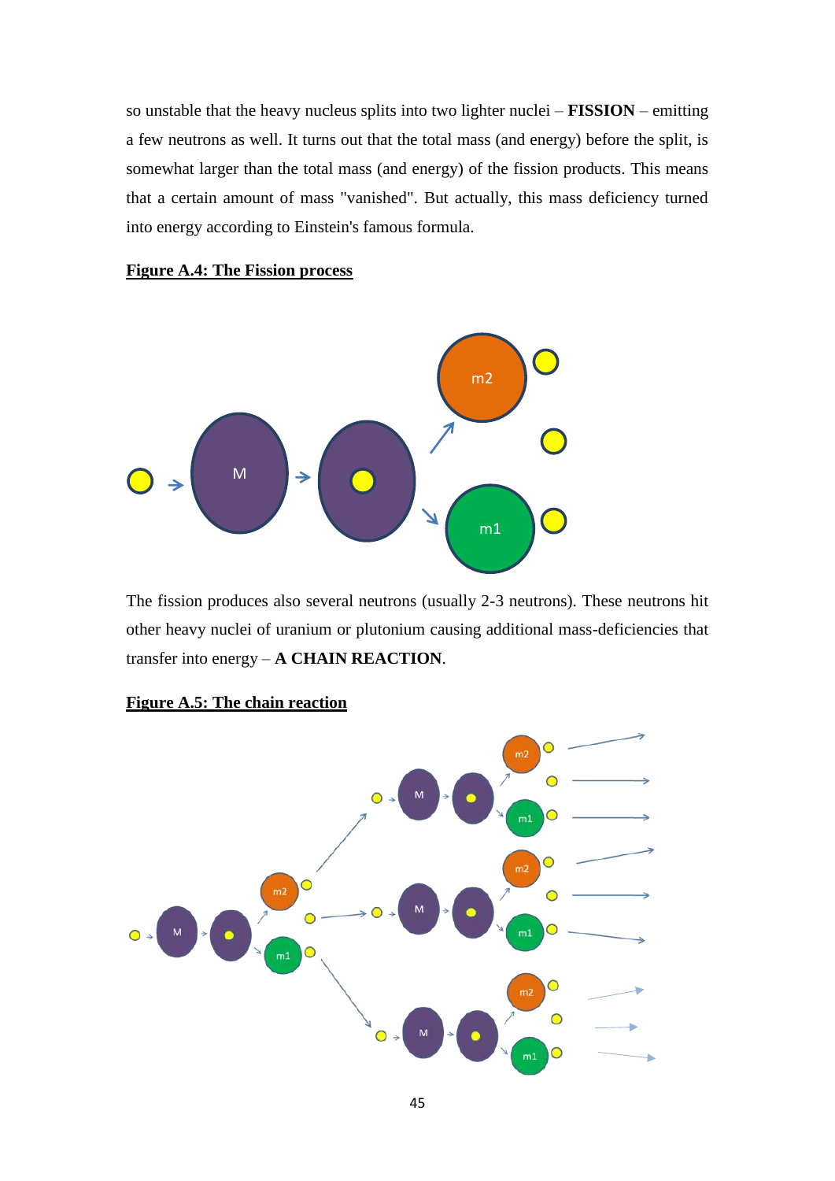so unstable that the heavy nucleus splits into two lighter nuclei – **FISSION** – emitting a few neutrons as well. It turns out that the total mass (and energy) before the split, is somewhat larger than the total mass (and energy) of the fission products. This means that a certain amount of mass "vanished". But actually, this mass deficiency turned into energy according to Einstein's famous formula.

**Figure A.4: The Fission process**

The fission produces also several neutrons (usually 2-3 neutrons). These neutrons hit other heavy nuclei of uranium or plutonium causing additional mass-deficiencies that transfer into energy – **A CHAIN REACTION**.

**Figure A.5: The chain reaction**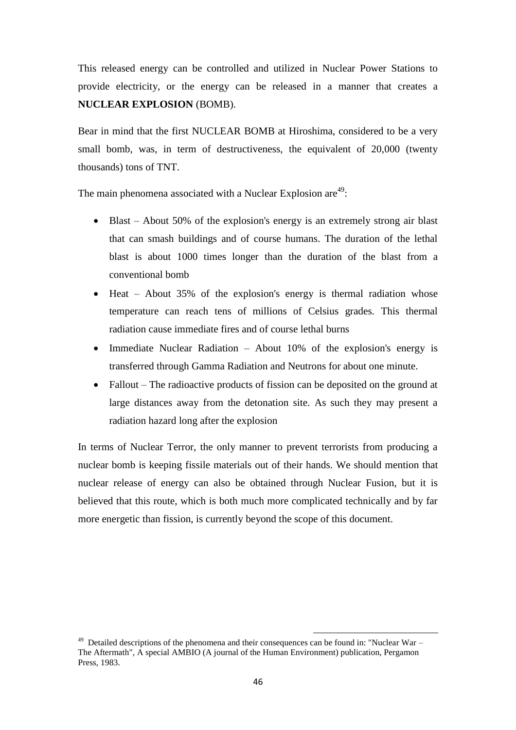This released energy can be controlled and utilized in Nuclear Power Stations to provide electricity, or the energy can be released in a manner that creates a **NUCLEAR EXPLOSION** (BOMB).

Bear in mind that the first NUCLEAR BOMB at Hiroshima, considered to be a very small bomb, was, in term of destructiveness, the equivalent of 20,000 (twenty thousands) tons of TNT.

The main phenomena associated with a Nuclear Explosion are[49]:

- Blast – About 50% of the explosion's energy is an extremely strong air blast that can smash buildings and of course humans. The duration of the lethal blast is about 1000 times longer than the duration of the blast from a conventional bomb
- Heat – About 35% of the explosion's energy is thermal radiation whose temperature can reach tens of millions of Celsius grades. This thermal radiation cause immediate fires and of course lethal burns
- Immediate Nuclear Radiation – About 10% of the explosion's energy is transferred through Gamma Radiation and Neutrons for about one minute.
- Fallout – The radioactive products of fission can be deposited on the ground at large distances away from the detonation site. As such they may present a radiation hazard long after the explosion

In terms of Nuclear Terror, the only manner to prevent terrorists from producing a nuclear bomb is keeping fissile materials out of their hands. We should mention that nuclear release of energy can also be obtained through Nuclear Fusion, but it is believed that this route, which is both much more complicated technically and by far more energetic than fission, is currently beyond the scope of this document.

[49] Detailed descriptions of the phenomena and their consequences can be found in: "Nuclear War – The Aftermath", A special AMBIO (A journal of the Human Environment) publication, Pergamon Press, 1983.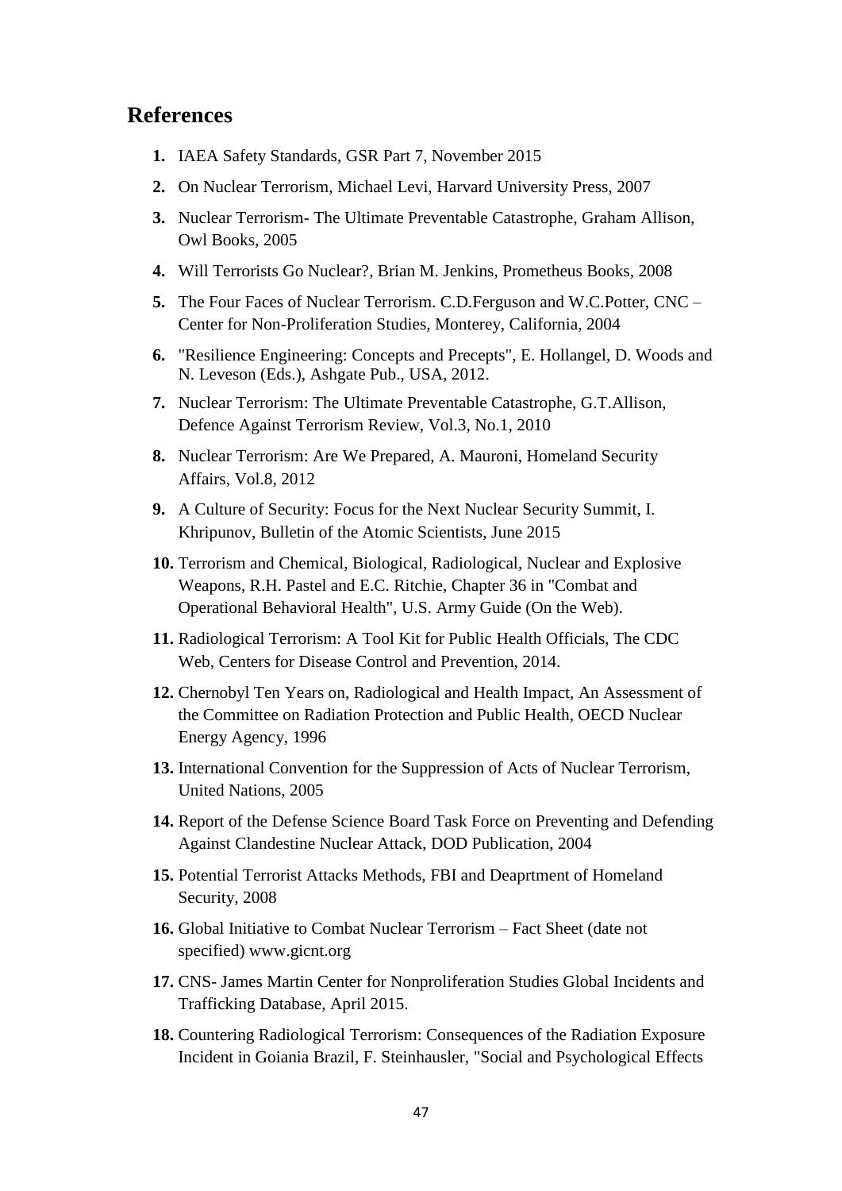## References

1. IAEA Safety Standards, GSR Part 7, November 2015
2. On Nuclear Terrorism, Michael Levi, Harvard University Press, 2007
3. Nuclear Terrorism- The Ultimate Preventable Catastrophe, Graham Allison, Owl Books, 2005
4. Will Terrorists Go Nuclear?, Brian M. Jenkins, Prometheus Books, 2008
5. The Four Faces of Nuclear Terrorism. C.D.Ferguson and W.C.Potter, CNC – Center for Non-Proliferation Studies, Monterey, California, 2004
6. "Resilience Engineering: Concepts and Precepts", E. Hollangel, D. Woods and N. Leveson (Eds.), Ashgate Pub., USA, 2012.
7. Nuclear Terrorism: The Ultimate Preventable Catastrophe, G.T.Allison, Defence Against Terrorism Review, Vol.3, No.1, 2010
8. Nuclear Terrorism: Are We Prepared, A. Mauroni, Homeland Security Affairs, Vol.8, 2012
9. A Culture of Security: Focus for the Next Nuclear Security Summit, I. Khripunov, Bulletin of the Atomic Scientists, June 2015
10. Terrorism and Chemical, Biological, Radiological, Nuclear and Explosive Weapons, R.H. Pastel and E.C. Ritchie, Chapter 36 in "Combat and Operational Behavioral Health", U.S. Army Guide (On the Web).
11. Radiological Terrorism: A Tool Kit for Public Health Officials, The CDC Web, Centers for Disease Control and Prevention, 2014.
12. Chernobyl Ten Years on, Radiological and Health Impact, An Assessment of the Committee on Radiation Protection and Public Health, OECD Nuclear Energy Agency, 1996
13. International Convention for the Suppression of Acts of Nuclear Terrorism, United Nations, 2005
14. Report of the Defense Science Board Task Force on Preventing and Defending Against Clandestine Nuclear Attack, DOD Publication, 2004
15. Potential Terrorist Attacks Methods, FBI and Deaprtment of Homeland Security, 2008
16. Global Initiative to Combat Nuclear Terrorism – Fact Sheet (date not specified) www.gicnt.org
17. CNS- James Martin Center for Nonproliferation Studies Global Incidents and Trafficking Database, April 2015.
18. Countering Radiological Terrorism: Consequences of the Radiation Exposure Incident in Goiania Brazil, F. Steinhausler, "Social and Psychological Effects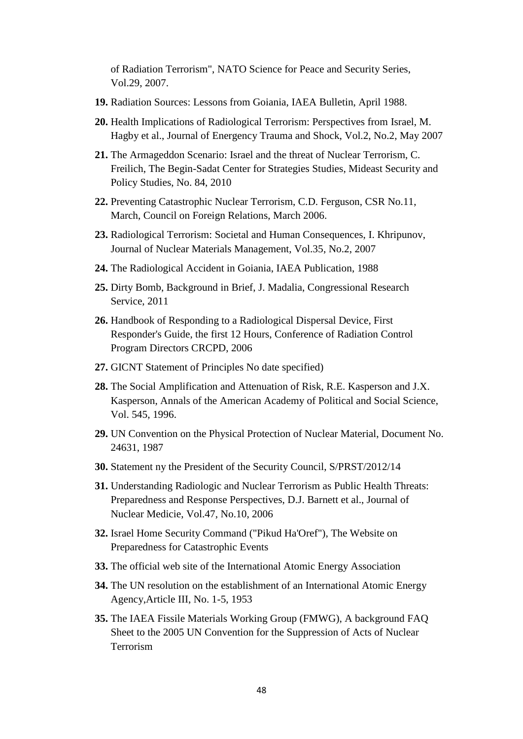of Radiation Terrorism", NATO Science for Peace and Security Series, Vol.29, 2007.

**19.** Radiation Sources: Lessons from Goiania, IAEA Bulletin, April 1988.

**20.** Health Implications of Radiological Terrorism: Perspectives from Israel, M. Hagby et al., Journal of Energency Trauma and Shock, Vol.2, No.2, May 2007

**21.** The Armageddon Scenario: Israel and the threat of Nuclear Terrorism, C. Freilich, The Begin-Sadat Center for Strategies Studies, Mideast Security and Policy Studies, No. 84, 2010

**22.** Preventing Catastrophic Nuclear Terrorism, C.D. Ferguson, CSR No.11, March, Council on Foreign Relations, March 2006.

**23.** Radiological Terrorism: Societal and Human Consequences, I. Khripunov, Journal of Nuclear Materials Management, Vol.35, No.2, 2007

**24.** The Radiological Accident in Goiania, IAEA Publication, 1988

**25.** Dirty Bomb, Background in Brief, J. Madalia, Congressional Research Service, 2011

**26.** Handbook of Responding to a Radiological Dispersal Device, First Responder's Guide, the first 12 Hours, Conference of Radiation Control Program Directors CRCPD, 2006

**27.** GICNT Statement of Principles No date specified)

**28.** The Social Amplification and Attenuation of Risk, R.E. Kasperson and J.X. Kasperson, Annals of the American Academy of Political and Social Science, Vol. 545, 1996.

**29.** UN Convention on the Physical Protection of Nuclear Material, Document No. 24631, 1987

**30.** Statement ny the President of the Security Council, S/PRST/2012/14

**31.** Understanding Radiologic and Nuclear Terrorism as Public Health Threats: Preparedness and Response Perspectives, D.J. Barnett et al., Journal of Nuclear Medicie, Vol.47, No.10, 2006

**32.** Israel Home Security Command ("Pikud Ha'Oref"), The Website on Preparedness for Catastrophic Events

**33.** The official web site of the International Atomic Energy Association

**34.** The UN resolution on the establishment of an International Atomic Energy Agency,Article III, No. 1-5, 1953

**35.** The IAEA Fissile Materials Working Group (FMWG), A background FAQ Sheet to the 2005 UN Convention for the Suppression of Acts of Nuclear Terrorism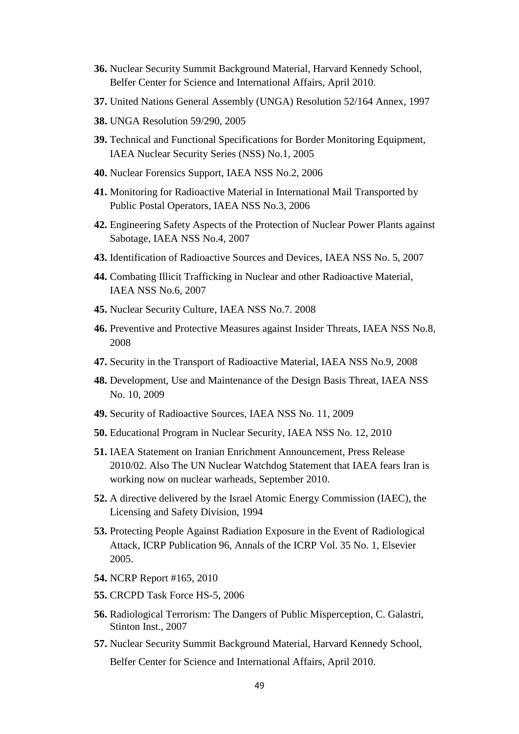**36.** Nuclear Security Summit Background Material, Harvard Kennedy School, Belfer Center for Science and International Affairs, April 2010.

**37.** United Nations General Assembly (UNGA) Resolution 52/164 Annex, 1997

**38.** UNGA Resolution 59/290, 2005

**39.** Technical and Functional Specifications for Border Monitoring Equipment, IAEA Nuclear Security Series (NSS) No.1, 2005

**40.** Nuclear Forensics Support, IAEA NSS No.2, 2006

**41.** Monitoring for Radioactive Material in International Mail Transported by Public Postal Operators, IAEA NSS No.3, 2006

**42.** Engineering Safety Aspects of the Protection of Nuclear Power Plants against Sabotage, IAEA NSS No.4, 2007

**43.** Identification of Radioactive Sources and Devices, IAEA NSS No. 5, 2007

**44.** Combating Illicit Trafficking in Nuclear and other Radioactive Material, IAEA NSS No.6, 2007

**45.** Nuclear Security Culture, IAEA NSS No.7. 2008

**46.** Preventive and Protective Measures against Insider Threats, IAEA NSS No.8, 2008

**47.** Security in the Transport of Radioactive Material, IAEA NSS No.9, 2008

**48.** Development, Use and Maintenance of the Design Basis Threat, IAEA NSS No. 10, 2009

**49.** Security of Radioactive Sources, IAEA NSS No. 11, 2009

**50.** Educational Program in Nuclear Security, IAEA NSS No. 12, 2010

**51.** IAEA Statement on Iranian Enrichment Announcement, Press Release 2010/02. Also The UN Nuclear Watchdog Statement that IAEA fears Iran is working now on nuclear warheads, September 2010.

**52.** A directive delivered by the Israel Atomic Energy Commission (IAEC), the Licensing and Safety Division, 1994

**53.** Protecting People Against Radiation Exposure in the Event of Radiological Attack, ICRP Publication 96, Annals of the ICRP Vol. 35 No. 1, Elsevier 2005.

**54.** NCRP Report #165, 2010

**55.** CRCPD Task Force HS-5, 2006

**56.** Radiological Terrorism: The Dangers of Public Misperception, C. Galastri, Stinton Inst., 2007

**57.** Nuclear Security Summit Background Material, Harvard Kennedy School, Belfer Center for Science and International Affairs, April 2010.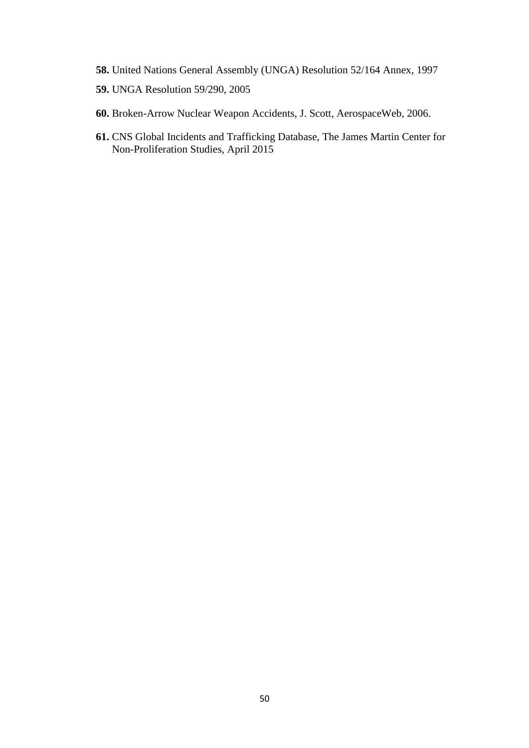**58.** United Nations General Assembly (UNGA) Resolution 52/164 Annex, 1997

**59.** UNGA Resolution 59/290, 2005

**60.** Broken-Arrow Nuclear Weapon Accidents, J. Scott, AerospaceWeb, 2006.

**61.** CNS Global Incidents and Trafficking Database, The James Martin Center for Non-Proliferation Studies, April 2015